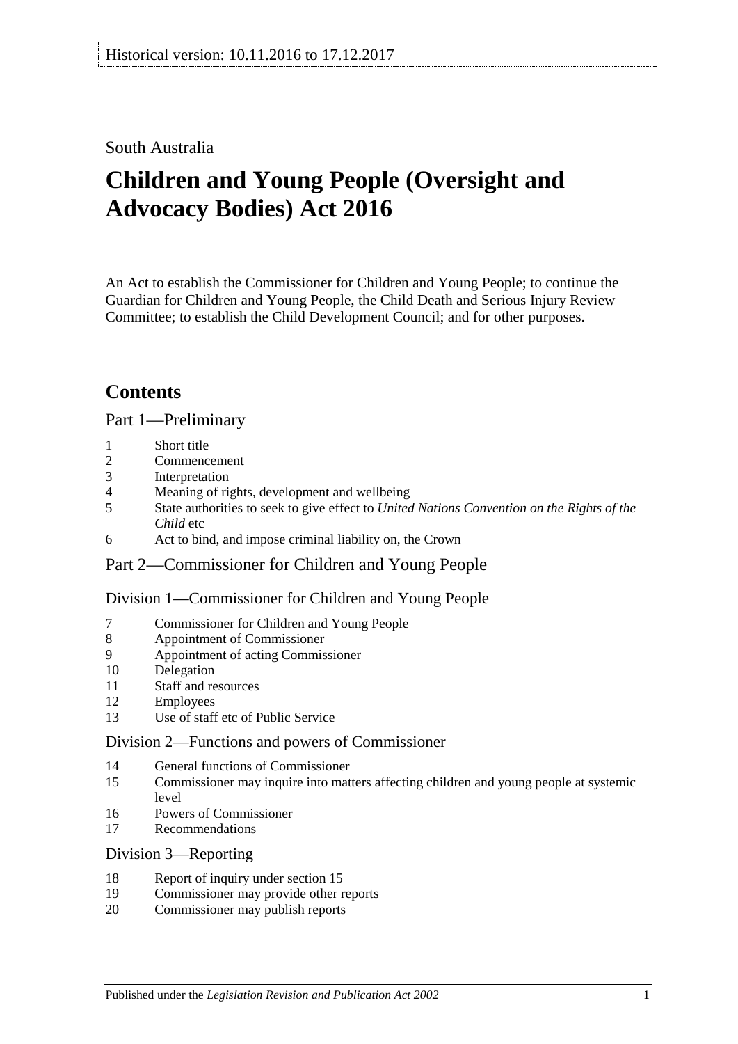Historical version: 10.11.2016 to 17.12.2017

South Australia

# Children and Young People (Oversight and Advocacy Bodies) Act 2016

An Act to establish the Commissioner for Children and Young People; to continue the Guardian for Children and Young People, the Child Death and Serious Injury Review Committee; to establish the Child Development Council; and for other purposes.

## Contents

### Part 1—Preliminary

1 Short title
2 Commencement
3 Interpretation
4 Meaning of rights, development and wellbeing
5 State authorities to seek to give effect to *United Nations Convention on the Rights of the Child* etc
6 Act to bind, and impose criminal liability on, the Crown

### Part 2—Commissioner for Children and Young People

#### Division 1—Commissioner for Children and Young People

7 Commissioner for Children and Young People
8 Appointment of Commissioner
9 Appointment of acting Commissioner
10 Delegation
11 Staff and resources
12 Employees
13 Use of staff etc of Public Service

#### Division 2—Functions and powers of Commissioner

14 General functions of Commissioner
15 Commissioner may inquire into matters affecting children and young people at systemic level
16 Powers of Commissioner
17 Recommendations

#### Division 3—Reporting

18 Report of inquiry under section 15
19 Commissioner may provide other reports
20 Commissioner may publish reports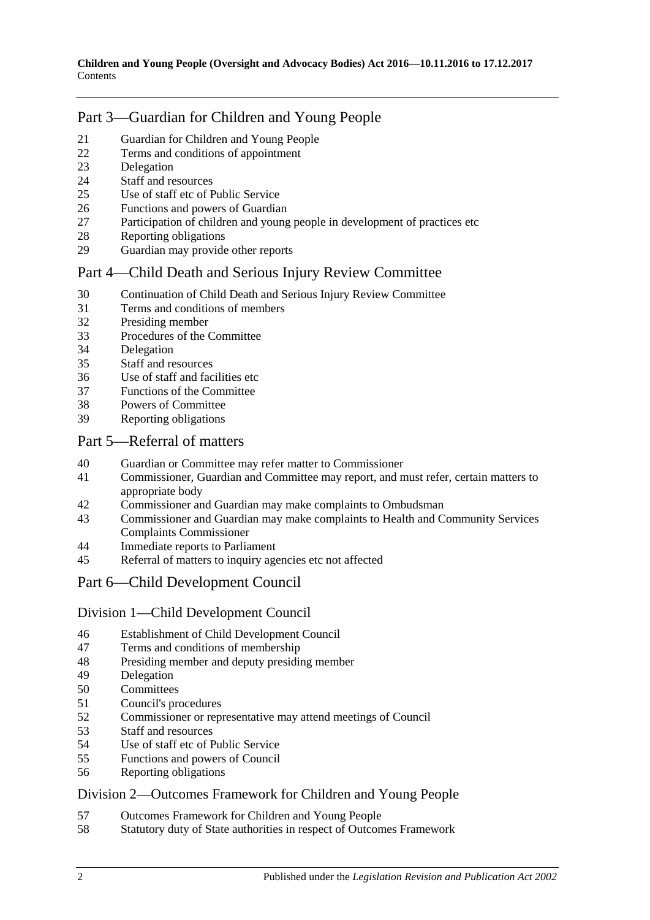## Part 3—Guardian for Children and Young People

21 Guardian for Children and Young People
22 Terms and conditions of appointment
23 Delegation
24 Staff and resources
25 Use of staff etc of Public Service
26 Functions and powers of Guardian
27 Participation of children and young people in development of practices etc
28 Reporting obligations
29 Guardian may provide other reports

## Part 4—Child Death and Serious Injury Review Committee

30 Continuation of Child Death and Serious Injury Review Committee
31 Terms and conditions of members
32 Presiding member
33 Procedures of the Committee
34 Delegation
35 Staff and resources
36 Use of staff and facilities etc
37 Functions of the Committee
38 Powers of Committee
39 Reporting obligations

## Part 5—Referral of matters

40 Guardian or Committee may refer matter to Commissioner
41 Commissioner, Guardian and Committee may report, and must refer, certain matters to appropriate body
42 Commissioner and Guardian may make complaints to Ombudsman
43 Commissioner and Guardian may make complaints to Health and Community Services Complaints Commissioner
44 Immediate reports to Parliament
45 Referral of matters to inquiry agencies etc not affected

## Part 6—Child Development Council

### Division 1—Child Development Council

46 Establishment of Child Development Council
47 Terms and conditions of membership
48 Presiding member and deputy presiding member
49 Delegation
50 Committees
51 Council's procedures
52 Commissioner or representative may attend meetings of Council
53 Staff and resources
54 Use of staff etc of Public Service
55 Functions and powers of Council
56 Reporting obligations

### Division 2—Outcomes Framework for Children and Young People

57 Outcomes Framework for Children and Young People
58 Statutory duty of State authorities in respect of Outcomes Framework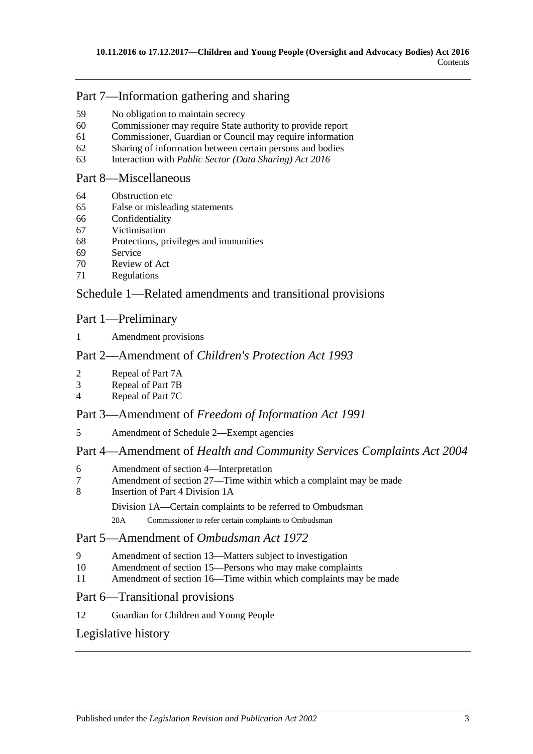## Part 7—Information gathering and sharing

59 No obligation to maintain secrecy
60 Commissioner may require State authority to provide report
61 Commissioner, Guardian or Council may require information
62 Sharing of information between certain persons and bodies
63 Interaction with *Public Sector (Data Sharing) Act 2016*

## Part 8—Miscellaneous

64 Obstruction etc
65 False or misleading statements
66 Confidentiality
67 Victimisation
68 Protections, privileges and immunities
69 Service
70 Review of Act
71 Regulations

## Schedule 1—Related amendments and transitional provisions

## Part 1—Preliminary

1 Amendment provisions

## Part 2—Amendment of *Children's Protection Act 1993*

2 Repeal of Part 7A
3 Repeal of Part 7B
4 Repeal of Part 7C

## Part 3—Amendment of *Freedom of Information Act 1991*

5 Amendment of Schedule 2—Exempt agencies

## Part 4—Amendment of *Health and Community Services Complaints Act 2004*

6 Amendment of section 4—Interpretation
7 Amendment of section 27—Time within which a complaint may be made
8 Insertion of Part 4 Division 1A

Division 1A—Certain complaints to be referred to Ombudsman

28A Commissioner to refer certain complaints to Ombudsman

## Part 5—Amendment of *Ombudsman Act 1972*

9 Amendment of section 13—Matters subject to investigation
10 Amendment of section 15—Persons who may make complaints
11 Amendment of section 16—Time within which complaints may be made

## Part 6—Transitional provisions

12 Guardian for Children and Young People

## Legislative history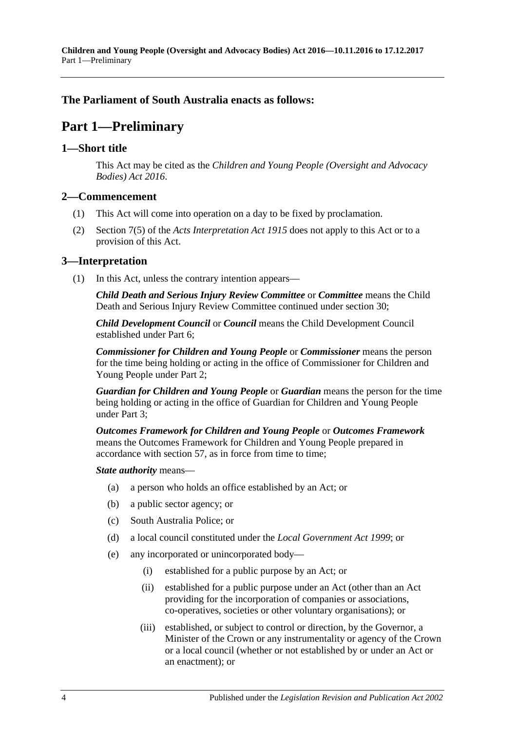**The Parliament of South Australia enacts as follows:**

# Part 1—Preliminary

## 1—Short title

This Act may be cited as the *Children and Young People (Oversight and Advocacy Bodies) Act 2016*.

## 2—Commencement

(1) This Act will come into operation on a day to be fixed by proclamation.

(2) Section 7(5) of the *Acts Interpretation Act 1915* does not apply to this Act or to a provision of this Act.

## 3—Interpretation

(1) In this Act, unless the contrary intention appears—

***Child Death and Serious Injury Review Committee*** or ***Committee*** means the Child Death and Serious Injury Review Committee continued under section 30;

***Child Development Council*** or ***Council*** means the Child Development Council established under Part 6;

***Commissioner for Children and Young People*** or ***Commissioner*** means the person for the time being holding or acting in the office of Commissioner for Children and Young People under Part 2;

***Guardian for Children and Young People*** or ***Guardian*** means the person for the time being holding or acting in the office of Guardian for Children and Young People under Part 3;

***Outcomes Framework for Children and Young People*** or ***Outcomes Framework*** means the Outcomes Framework for Children and Young People prepared in accordance with section 57, as in force from time to time;

***State authority*** means—

(a) a person who holds an office established by an Act; or

(b) a public sector agency; or

(c) South Australia Police; or

(d) a local council constituted under the *Local Government Act 1999*; or

(e) any incorporated or unincorporated body—

(i) established for a public purpose by an Act; or

(ii) established for a public purpose under an Act (other than an Act providing for the incorporation of companies or associations, co-operatives, societies or other voluntary organisations); or

(iii) established, or subject to control or direction, by the Governor, a Minister of the Crown or any instrumentality or agency of the Crown or a local council (whether or not established by or under an Act or an enactment); or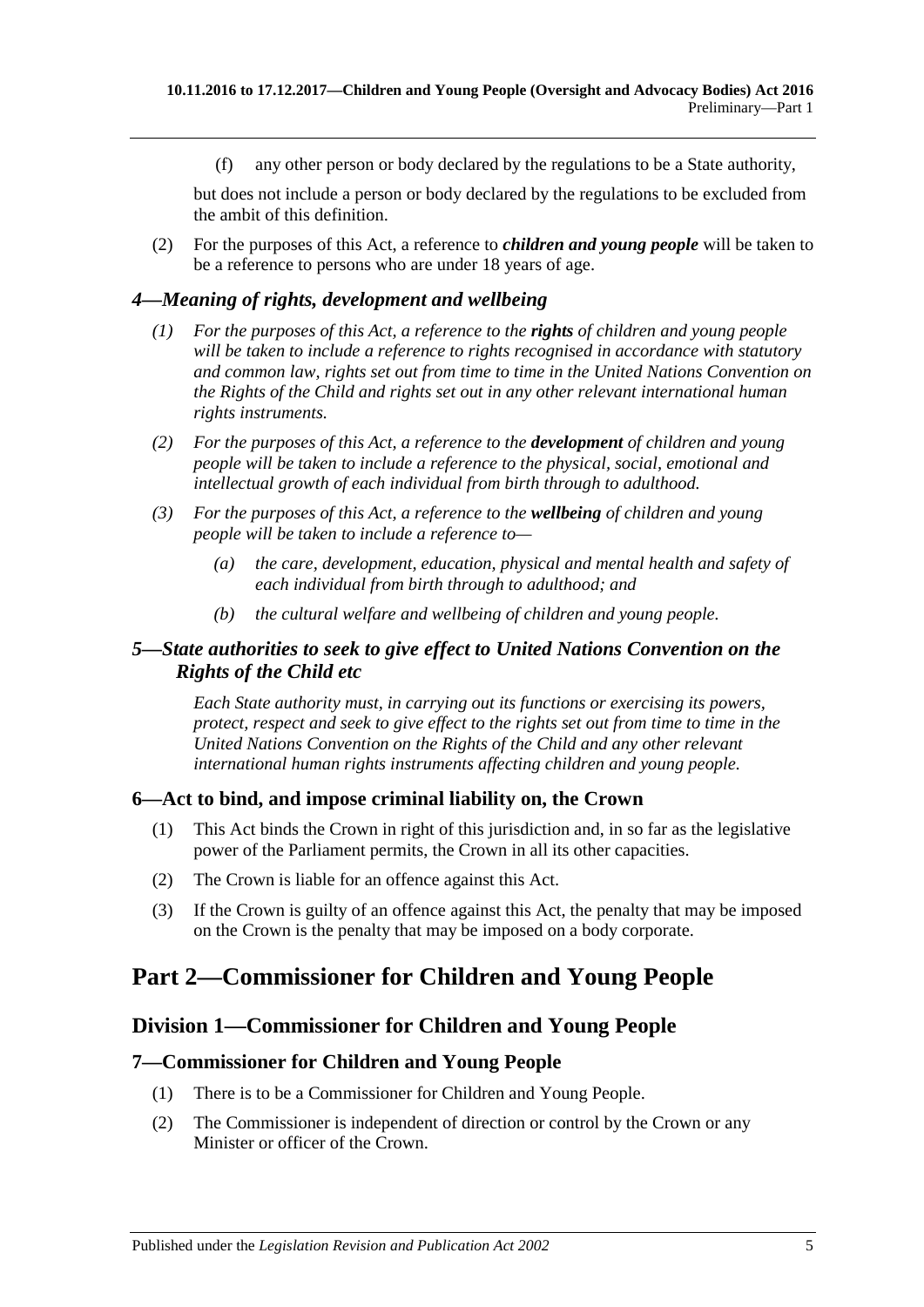(f) any other person or body declared by the regulations to be a State authority,

but does not include a person or body declared by the regulations to be excluded from the ambit of this definition.

(2) For the purposes of this Act, a reference to ***children and young people*** will be taken to be a reference to persons who are under 18 years of age.

### *4—Meaning of rights, development and wellbeing*

*(1) For the purposes of this Act, a reference to the **rights** of children and young people will be taken to include a reference to rights recognised in accordance with statutory and common law, rights set out from time to time in the United Nations Convention on the Rights of the Child and rights set out in any other relevant international human rights instruments.*

*(2) For the purposes of this Act, a reference to the **development** of children and young people will be taken to include a reference to the physical, social, emotional and intellectual growth of each individual from birth through to adulthood.*

*(3) For the purposes of this Act, a reference to the **wellbeing** of children and young people will be taken to include a reference to—*

*(a) the care, development, education, physical and mental health and safety of each individual from birth through to adulthood; and*

*(b) the cultural welfare and wellbeing of children and young people.*

### *5—State authorities to seek to give effect to United Nations Convention on the Rights of the Child etc*

*Each State authority must, in carrying out its functions or exercising its powers, protect, respect and seek to give effect to the rights set out from time to time in the United Nations Convention on the Rights of the Child and any other relevant international human rights instruments affecting children and young people.*

### 6—Act to bind, and impose criminal liability on, the Crown

(1) This Act binds the Crown in right of this jurisdiction and, in so far as the legislative power of the Parliament permits, the Crown in all its other capacities.

(2) The Crown is liable for an offence against this Act.

(3) If the Crown is guilty of an offence against this Act, the penalty that may be imposed on the Crown is the penalty that may be imposed on a body corporate.

# Part 2—Commissioner for Children and Young People

## Division 1—Commissioner for Children and Young People

### 7—Commissioner for Children and Young People

(1) There is to be a Commissioner for Children and Young People.

(2) The Commissioner is independent of direction or control by the Crown or any Minister or officer of the Crown.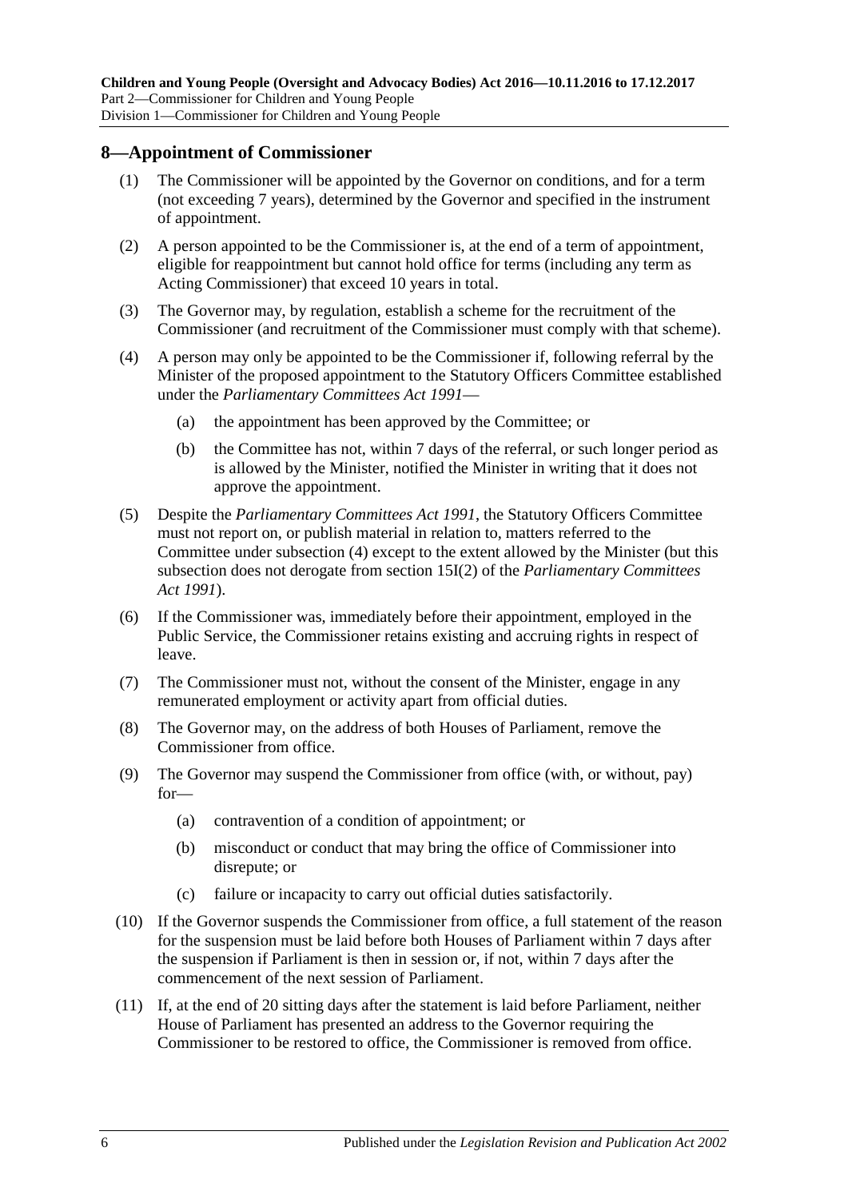## 8—Appointment of Commissioner

(1) The Commissioner will be appointed by the Governor on conditions, and for a term (not exceeding 7 years), determined by the Governor and specified in the instrument of appointment.

(2) A person appointed to be the Commissioner is, at the end of a term of appointment, eligible for reappointment but cannot hold office for terms (including any term as Acting Commissioner) that exceed 10 years in total.

(3) The Governor may, by regulation, establish a scheme for the recruitment of the Commissioner (and recruitment of the Commissioner must comply with that scheme).

(4) A person may only be appointed to be the Commissioner if, following referral by the Minister of the proposed appointment to the Statutory Officers Committee established under the *Parliamentary Committees Act 1991*—

(a) the appointment has been approved by the Committee; or

(b) the Committee has not, within 7 days of the referral, or such longer period as is allowed by the Minister, notified the Minister in writing that it does not approve the appointment.

(5) Despite the *Parliamentary Committees Act 1991*, the Statutory Officers Committee must not report on, or publish material in relation to, matters referred to the Committee under subsection (4) except to the extent allowed by the Minister (but this subsection does not derogate from section 15I(2) of the *Parliamentary Committees Act 1991*).

(6) If the Commissioner was, immediately before their appointment, employed in the Public Service, the Commissioner retains existing and accruing rights in respect of leave.

(7) The Commissioner must not, without the consent of the Minister, engage in any remunerated employment or activity apart from official duties.

(8) The Governor may, on the address of both Houses of Parliament, remove the Commissioner from office.

(9) The Governor may suspend the Commissioner from office (with, or without, pay) for—

(a) contravention of a condition of appointment; or

(b) misconduct or conduct that may bring the office of Commissioner into disrepute; or

(c) failure or incapacity to carry out official duties satisfactorily.

(10) If the Governor suspends the Commissioner from office, a full statement of the reason for the suspension must be laid before both Houses of Parliament within 7 days after the suspension if Parliament is then in session or, if not, within 7 days after the commencement of the next session of Parliament.

(11) If, at the end of 20 sitting days after the statement is laid before Parliament, neither House of Parliament has presented an address to the Governor requiring the Commissioner to be restored to office, the Commissioner is removed from office.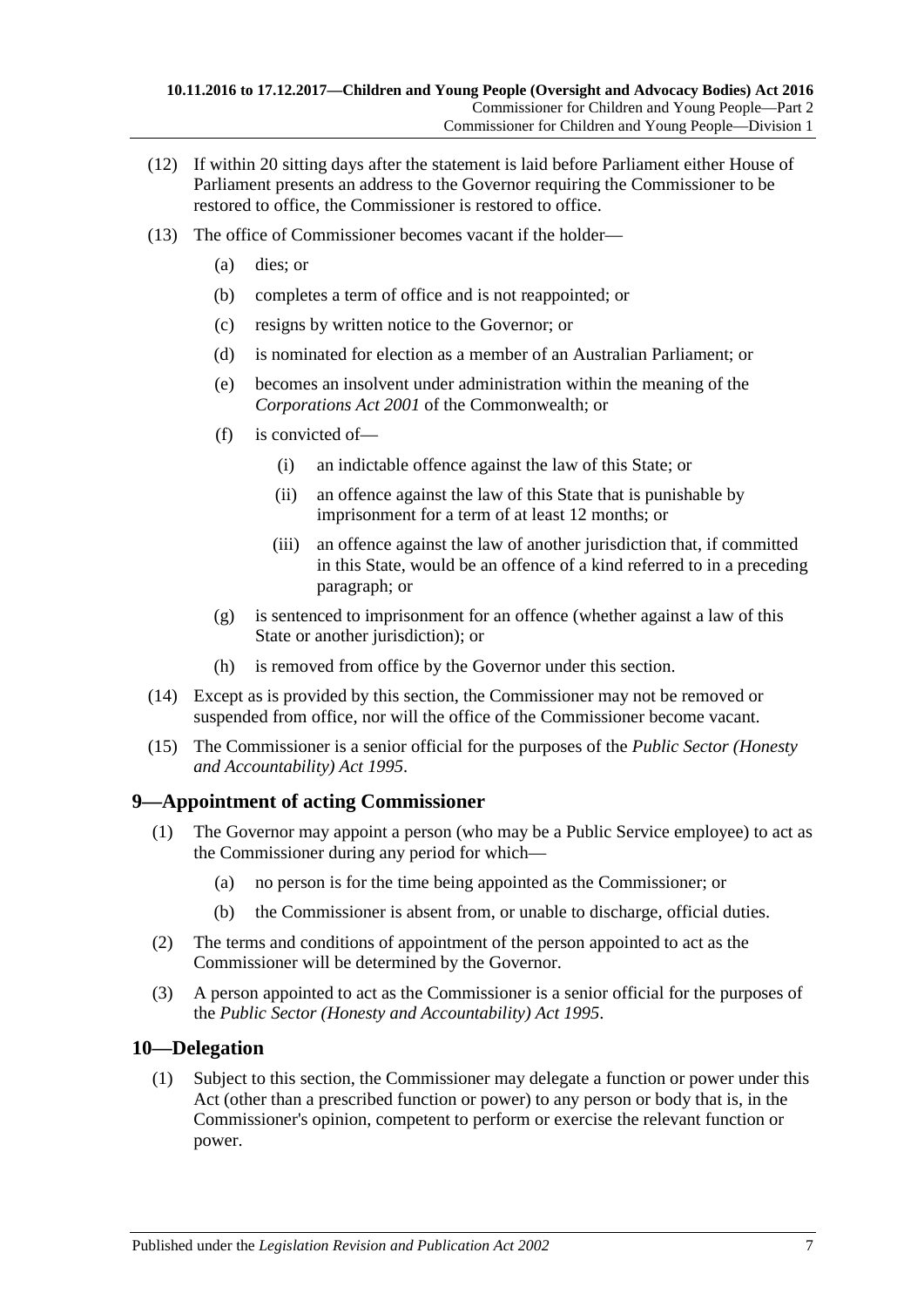(12) If within 20 sitting days after the statement is laid before Parliament either House of Parliament presents an address to the Governor requiring the Commissioner to be restored to office, the Commissioner is restored to office.

(13) The office of Commissioner becomes vacant if the holder—

- (a) dies; or
- (b) completes a term of office and is not reappointed; or
- (c) resigns by written notice to the Governor; or
- (d) is nominated for election as a member of an Australian Parliament; or
- (e) becomes an insolvent under administration within the meaning of the *Corporations Act 2001* of the Commonwealth; or
- (f) is convicted of—
  - (i) an indictable offence against the law of this State; or
  - (ii) an offence against the law of this State that is punishable by imprisonment for a term of at least 12 months; or
  - (iii) an offence against the law of another jurisdiction that, if committed in this State, would be an offence of a kind referred to in a preceding paragraph; or
- (g) is sentenced to imprisonment for an offence (whether against a law of this State or another jurisdiction); or
- (h) is removed from office by the Governor under this section.

(14) Except as is provided by this section, the Commissioner may not be removed or suspended from office, nor will the office of the Commissioner become vacant.

(15) The Commissioner is a senior official for the purposes of the *Public Sector (Honesty and Accountability) Act 1995*.

## 9—Appointment of acting Commissioner

(1) The Governor may appoint a person (who may be a Public Service employee) to act as the Commissioner during any period for which—

- (a) no person is for the time being appointed as the Commissioner; or
- (b) the Commissioner is absent from, or unable to discharge, official duties.

(2) The terms and conditions of appointment of the person appointed to act as the Commissioner will be determined by the Governor.

(3) A person appointed to act as the Commissioner is a senior official for the purposes of the *Public Sector (Honesty and Accountability) Act 1995*.

## 10—Delegation

(1) Subject to this section, the Commissioner may delegate a function or power under this Act (other than a prescribed function or power) to any person or body that is, in the Commissioner's opinion, competent to perform or exercise the relevant function or power.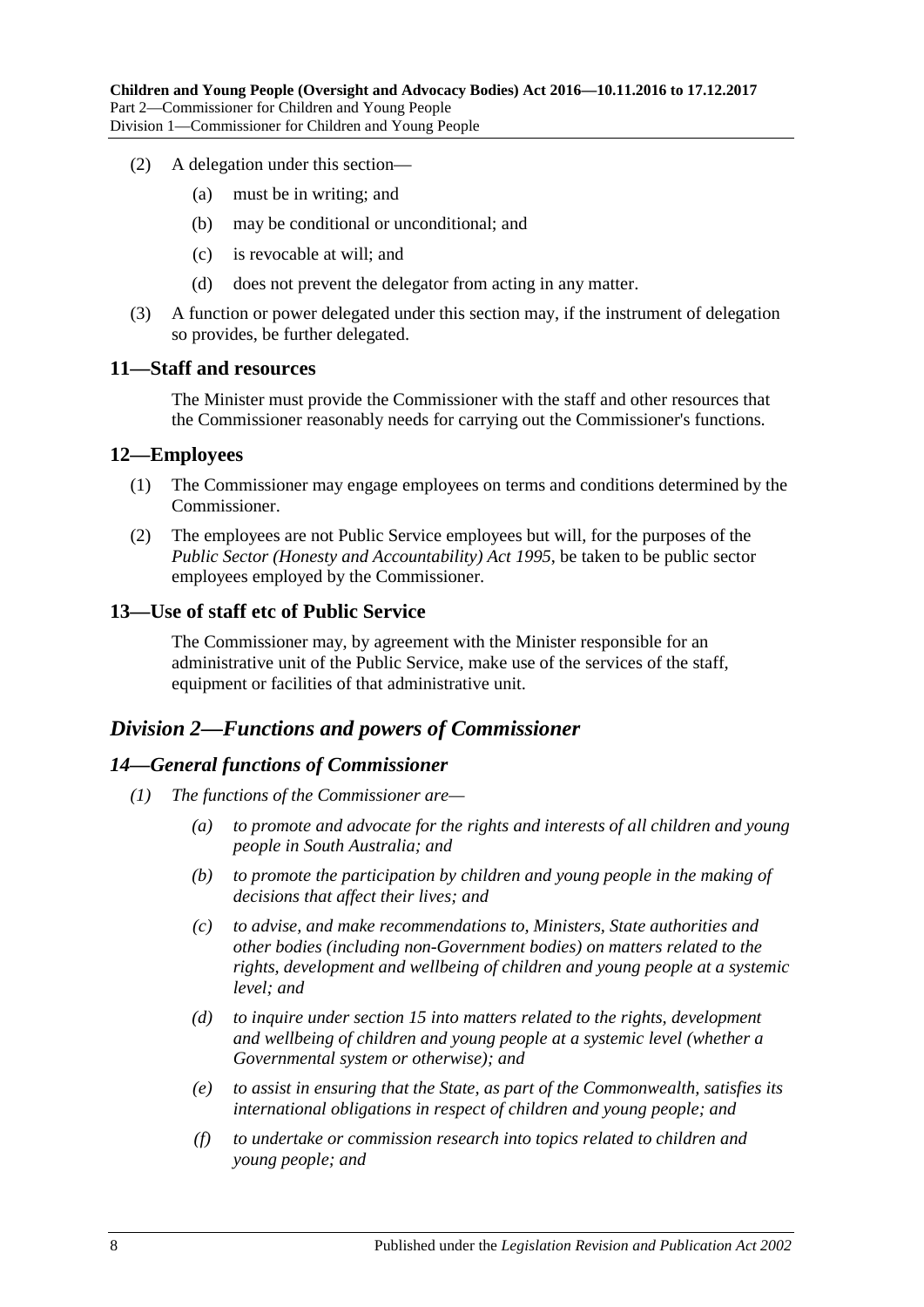(2) A delegation under this section—

(a) must be in writing; and

(b) may be conditional or unconditional; and

(c) is revocable at will; and

(d) does not prevent the delegator from acting in any matter.

(3) A function or power delegated under this section may, if the instrument of delegation so provides, be further delegated.

### 11—Staff and resources

The Minister must provide the Commissioner with the staff and other resources that the Commissioner reasonably needs for carrying out the Commissioner's functions.

### 12—Employees

(1) The Commissioner may engage employees on terms and conditions determined by the Commissioner.

(2) The employees are not Public Service employees but will, for the purposes of the *Public Sector (Honesty and Accountability) Act 1995*, be taken to be public sector employees employed by the Commissioner.

### 13—Use of staff etc of Public Service

The Commissioner may, by agreement with the Minister responsible for an administrative unit of the Public Service, make use of the services of the staff, equipment or facilities of that administrative unit.

## *Division 2—Functions and powers of Commissioner*

### *14—General functions of Commissioner*

*(1) The functions of the Commissioner are—*

*(a) to promote and advocate for the rights and interests of all children and young people in South Australia; and*

*(b) to promote the participation by children and young people in the making of decisions that affect their lives; and*

*(c) to advise, and make recommendations to, Ministers, State authorities and other bodies (including non-Government bodies) on matters related to the rights, development and wellbeing of children and young people at a systemic level; and*

*(d) to inquire under section 15 into matters related to the rights, development and wellbeing of children and young people at a systemic level (whether a Governmental system or otherwise); and*

*(e) to assist in ensuring that the State, as part of the Commonwealth, satisfies its international obligations in respect of children and young people; and*

*(f) to undertake or commission research into topics related to children and young people; and*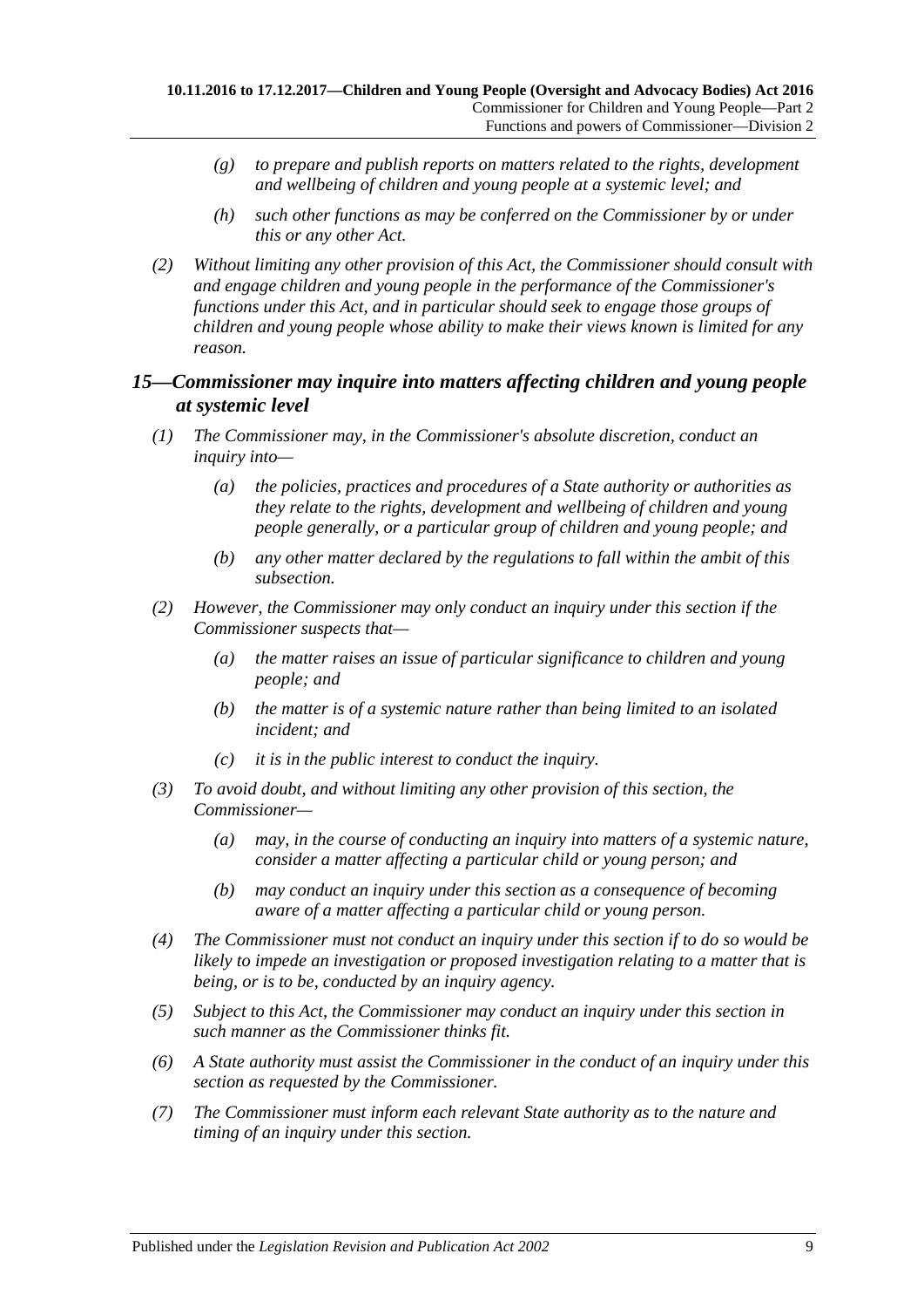*(g)* *to prepare and publish reports on matters related to the rights, development and wellbeing of children and young people at a systemic level; and*

*(h)* *such other functions as may be conferred on the Commissioner by or under this or any other Act.*

*(2)* *Without limiting any other provision of this Act, the Commissioner should consult with and engage children and young people in the performance of the Commissioner's functions under this Act, and in particular should seek to engage those groups of children and young people whose ability to make their views known is limited for any reason.*

## *15—Commissioner may inquire into matters affecting children and young people at systemic level*

*(1)* *The Commissioner may, in the Commissioner's absolute discretion, conduct an inquiry into—*

*(a)* *the policies, practices and procedures of a State authority or authorities as they relate to the rights, development and wellbeing of children and young people generally, or a particular group of children and young people; and*

*(b)* *any other matter declared by the regulations to fall within the ambit of this subsection.*

*(2)* *However, the Commissioner may only conduct an inquiry under this section if the Commissioner suspects that—*

*(a)* *the matter raises an issue of particular significance to children and young people; and*

*(b)* *the matter is of a systemic nature rather than being limited to an isolated incident; and*

*(c)* *it is in the public interest to conduct the inquiry.*

*(3)* *To avoid doubt, and without limiting any other provision of this section, the Commissioner—*

*(a)* *may, in the course of conducting an inquiry into matters of a systemic nature, consider a matter affecting a particular child or young person; and*

*(b)* *may conduct an inquiry under this section as a consequence of becoming aware of a matter affecting a particular child or young person.*

*(4)* *The Commissioner must not conduct an inquiry under this section if to do so would be likely to impede an investigation or proposed investigation relating to a matter that is being, or is to be, conducted by an inquiry agency.*

*(5)* *Subject to this Act, the Commissioner may conduct an inquiry under this section in such manner as the Commissioner thinks fit.*

*(6)* *A State authority must assist the Commissioner in the conduct of an inquiry under this section as requested by the Commissioner.*

*(7)* *The Commissioner must inform each relevant State authority as to the nature and timing of an inquiry under this section.*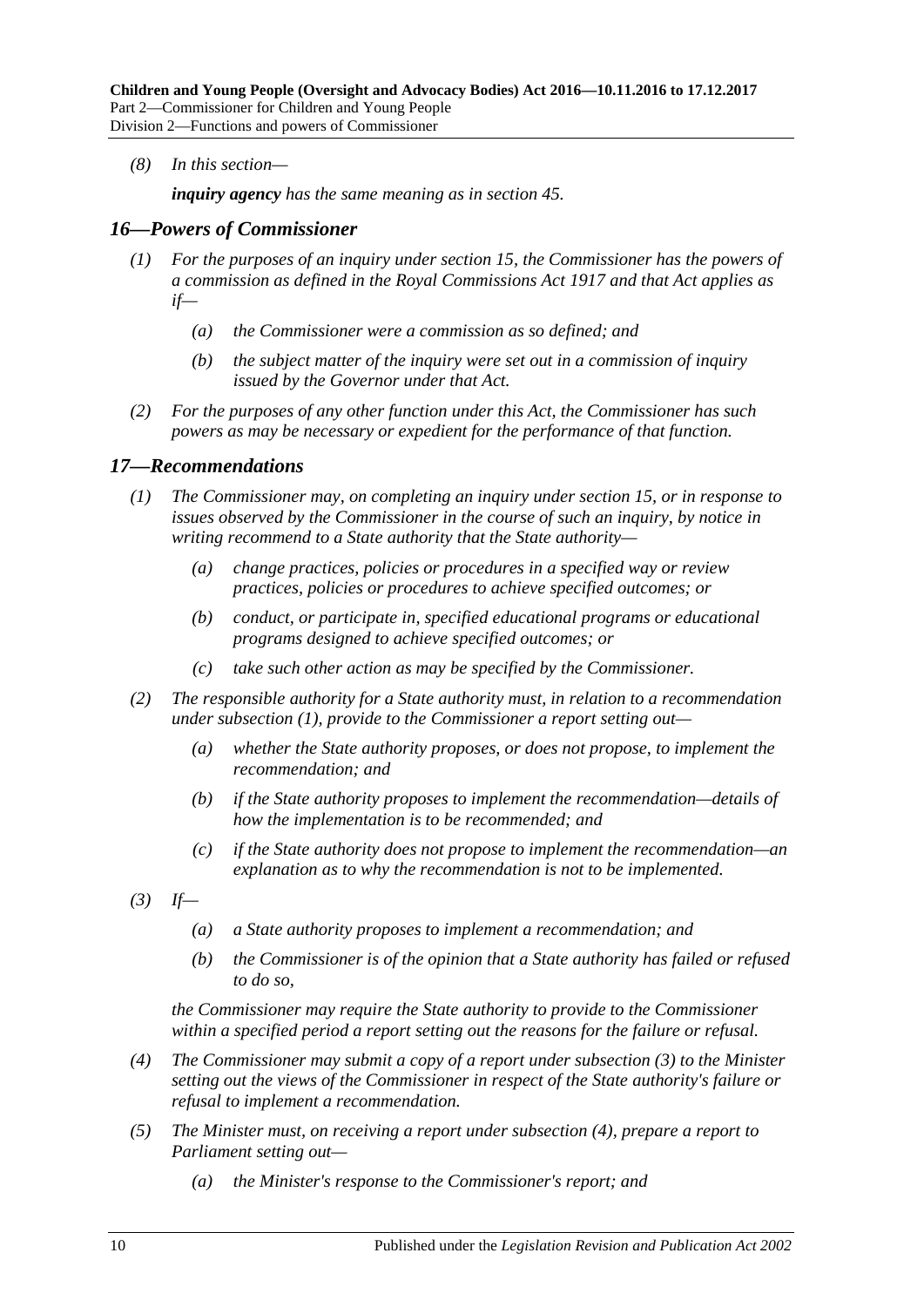*(8) In this section—*

***inquiry agency*** *has the same meaning as in section 45.*

## *16—Powers of Commissioner*

*(1) For the purposes of an inquiry under section 15, the Commissioner has the powers of a commission as defined in the Royal Commissions Act 1917 and that Act applies as if—*

*(a) the Commissioner were a commission as so defined; and*

*(b) the subject matter of the inquiry were set out in a commission of inquiry issued by the Governor under that Act.*

*(2) For the purposes of any other function under this Act, the Commissioner has such powers as may be necessary or expedient for the performance of that function.*

## *17—Recommendations*

*(1) The Commissioner may, on completing an inquiry under section 15, or in response to issues observed by the Commissioner in the course of such an inquiry, by notice in writing recommend to a State authority that the State authority—*

*(a) change practices, policies or procedures in a specified way or review practices, policies or procedures to achieve specified outcomes; or*

*(b) conduct, or participate in, specified educational programs or educational programs designed to achieve specified outcomes; or*

*(c) take such other action as may be specified by the Commissioner.*

*(2) The responsible authority for a State authority must, in relation to a recommendation under subsection (1), provide to the Commissioner a report setting out—*

*(a) whether the State authority proposes, or does not propose, to implement the recommendation; and*

*(b) if the State authority proposes to implement the recommendation—details of how the implementation is to be recommended; and*

*(c) if the State authority does not propose to implement the recommendation—an explanation as to why the recommendation is not to be implemented.*

*(3) If—*

*(a) a State authority proposes to implement a recommendation; and*

*(b) the Commissioner is of the opinion that a State authority has failed or refused to do so,*

*the Commissioner may require the State authority to provide to the Commissioner within a specified period a report setting out the reasons for the failure or refusal.*

*(4) The Commissioner may submit a copy of a report under subsection (3) to the Minister setting out the views of the Commissioner in respect of the State authority's failure or refusal to implement a recommendation.*

*(5) The Minister must, on receiving a report under subsection (4), prepare a report to Parliament setting out—*

*(a) the Minister's response to the Commissioner's report; and*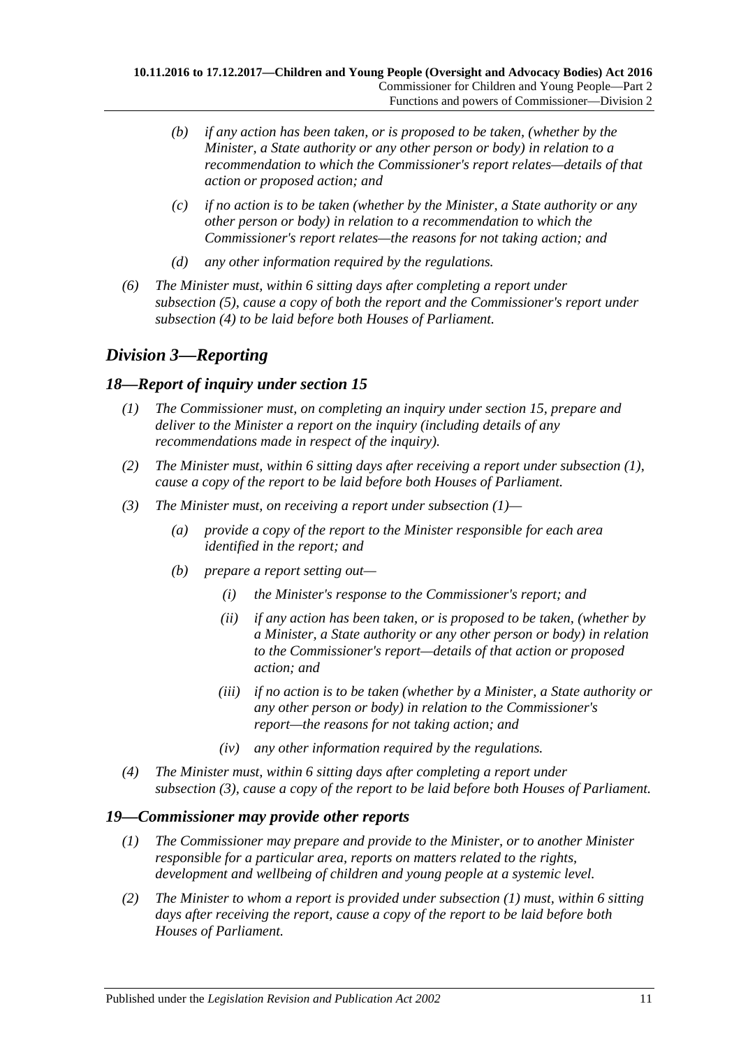- *(b)* *if any action has been taken, or is proposed to be taken, (whether by the Minister, a State authority or any other person or body) in relation to a recommendation to which the Commissioner's report relates—details of that action or proposed action; and*
- *(c)* *if no action is to be taken (whether by the Minister, a State authority or any other person or body) in relation to a recommendation to which the Commissioner's report relates—the reasons for not taking action; and*
- *(d)* *any other information required by the regulations.*

*(6)* *The Minister must, within 6 sitting days after completing a report under subsection (5), cause a copy of both the report and the Commissioner's report under subsection (4) to be laid before both Houses of Parliament.*

## *Division 3—Reporting*

### *18—Report of inquiry under section 15*

*(1)* *The Commissioner must, on completing an inquiry under section 15, prepare and deliver to the Minister a report on the inquiry (including details of any recommendations made in respect of the inquiry).*

*(2)* *The Minister must, within 6 sitting days after receiving a report under subsection (1), cause a copy of the report to be laid before both Houses of Parliament.*

*(3)* *The Minister must, on receiving a report under subsection (1)—*

- *(a)* *provide a copy of the report to the Minister responsible for each area identified in the report; and*
- *(b)* *prepare a report setting out—*
  - *(i)* *the Minister's response to the Commissioner's report; and*
  - *(ii)* *if any action has been taken, or is proposed to be taken, (whether by a Minister, a State authority or any other person or body) in relation to the Commissioner's report—details of that action or proposed action; and*
  - *(iii)* *if no action is to be taken (whether by a Minister, a State authority or any other person or body) in relation to the Commissioner's report—the reasons for not taking action; and*
  - *(iv)* *any other information required by the regulations.*

*(4)* *The Minister must, within 6 sitting days after completing a report under subsection (3), cause a copy of the report to be laid before both Houses of Parliament.*

### *19—Commissioner may provide other reports*

*(1)* *The Commissioner may prepare and provide to the Minister, or to another Minister responsible for a particular area, reports on matters related to the rights, development and wellbeing of children and young people at a systemic level.*

*(2)* *The Minister to whom a report is provided under subsection (1) must, within 6 sitting days after receiving the report, cause a copy of the report to be laid before both Houses of Parliament.*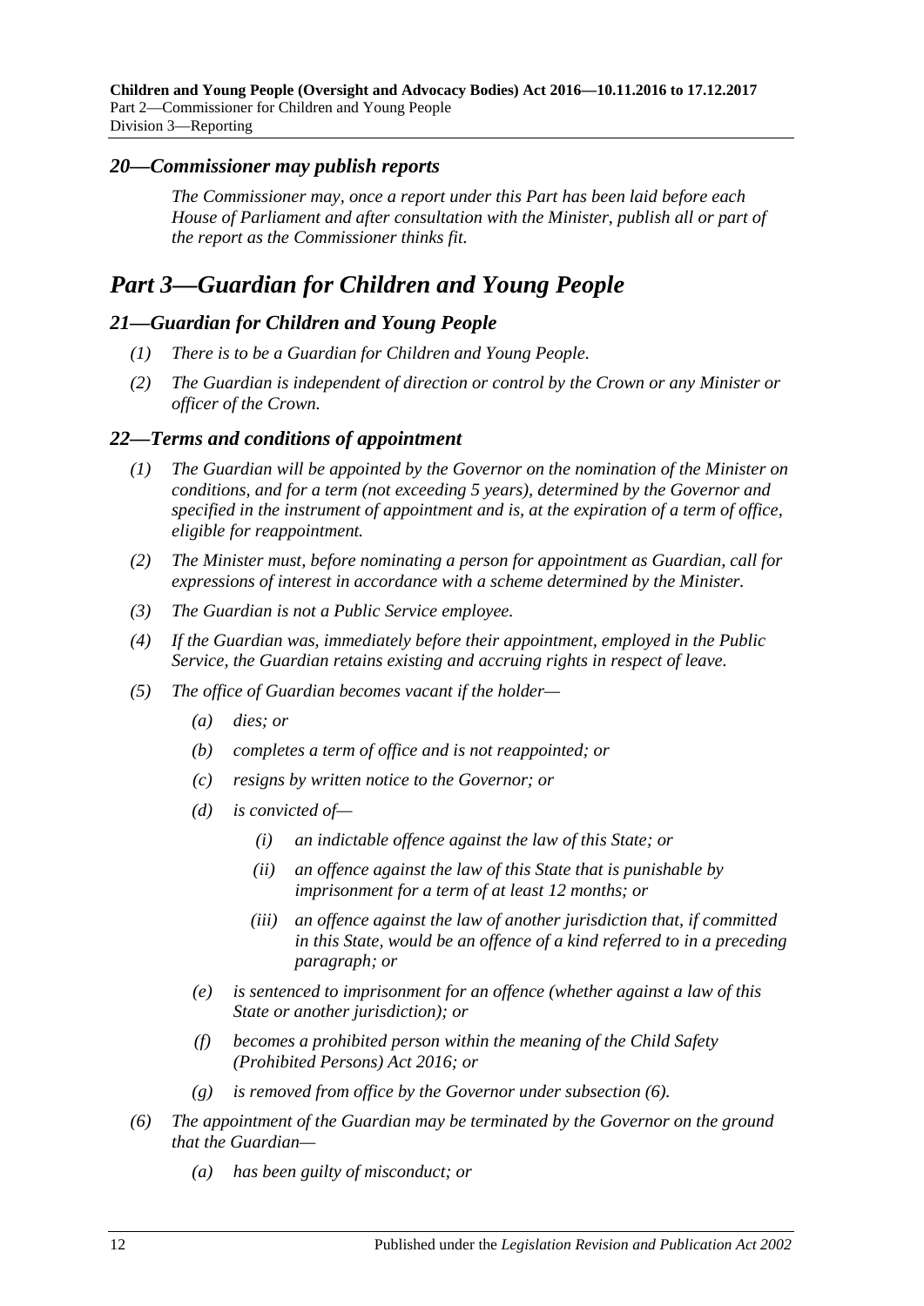## *20—Commissioner may publish reports*

*The Commissioner may, once a report under this Part has been laid before each House of Parliament and after consultation with the Minister, publish all or part of the report as the Commissioner thinks fit.*

# *Part 3—Guardian for Children and Young People*

## *21—Guardian for Children and Young People*

*(1) There is to be a Guardian for Children and Young People.*

*(2) The Guardian is independent of direction or control by the Crown or any Minister or officer of the Crown.*

## *22—Terms and conditions of appointment*

*(1) The Guardian will be appointed by the Governor on the nomination of the Minister on conditions, and for a term (not exceeding 5 years), determined by the Governor and specified in the instrument of appointment and is, at the expiration of a term of office, eligible for reappointment.*

*(2) The Minister must, before nominating a person for appointment as Guardian, call for expressions of interest in accordance with a scheme determined by the Minister.*

*(3) The Guardian is not a Public Service employee.*

*(4) If the Guardian was, immediately before their appointment, employed in the Public Service, the Guardian retains existing and accruing rights in respect of leave.*

*(5) The office of Guardian becomes vacant if the holder—*

*(a) dies; or*

*(b) completes a term of office and is not reappointed; or*

*(c) resigns by written notice to the Governor; or*

*(d) is convicted of—*

*(i) an indictable offence against the law of this State; or*

*(ii) an offence against the law of this State that is punishable by imprisonment for a term of at least 12 months; or*

*(iii) an offence against the law of another jurisdiction that, if committed in this State, would be an offence of a kind referred to in a preceding paragraph; or*

*(e) is sentenced to imprisonment for an offence (whether against a law of this State or another jurisdiction); or*

*(f) becomes a prohibited person within the meaning of the Child Safety (Prohibited Persons) Act 2016; or*

*(g) is removed from office by the Governor under subsection (6).*

*(6) The appointment of the Guardian may be terminated by the Governor on the ground that the Guardian—*

*(a) has been guilty of misconduct; or*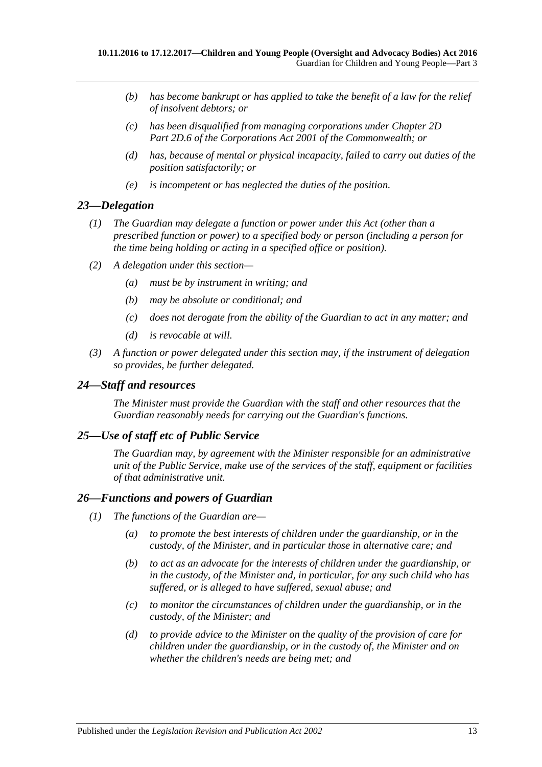- *(b)* *has become bankrupt or has applied to take the benefit of a law for the relief of insolvent debtors; or*
- *(c)* *has been disqualified from managing corporations under Chapter 2D Part 2D.6 of the Corporations Act 2001 of the Commonwealth; or*
- *(d)* *has, because of mental or physical incapacity, failed to carry out duties of the position satisfactorily; or*
- *(e)* *is incompetent or has neglected the duties of the position.*

### *23—Delegation*

*(1)* *The Guardian may delegate a function or power under this Act (other than a prescribed function or power) to a specified body or person (including a person for the time being holding or acting in a specified office or position).*

*(2)* *A delegation under this section—*

- *(a)* *must be by instrument in writing; and*
- *(b)* *may be absolute or conditional; and*
- *(c)* *does not derogate from the ability of the Guardian to act in any matter; and*
- *(d)* *is revocable at will.*

*(3)* *A function or power delegated under this section may, if the instrument of delegation so provides, be further delegated.*

### *24—Staff and resources*

*The Minister must provide the Guardian with the staff and other resources that the Guardian reasonably needs for carrying out the Guardian's functions.*

### *25—Use of staff etc of Public Service*

*The Guardian may, by agreement with the Minister responsible for an administrative unit of the Public Service, make use of the services of the staff, equipment or facilities of that administrative unit.*

### *26—Functions and powers of Guardian*

*(1)* *The functions of the Guardian are—*

- *(a)* *to promote the best interests of children under the guardianship, or in the custody, of the Minister, and in particular those in alternative care; and*
- *(b)* *to act as an advocate for the interests of children under the guardianship, or in the custody, of the Minister and, in particular, for any such child who has suffered, or is alleged to have suffered, sexual abuse; and*
- *(c)* *to monitor the circumstances of children under the guardianship, or in the custody, of the Minister; and*
- *(d)* *to provide advice to the Minister on the quality of the provision of care for children under the guardianship, or in the custody of, the Minister and on whether the children's needs are being met; and*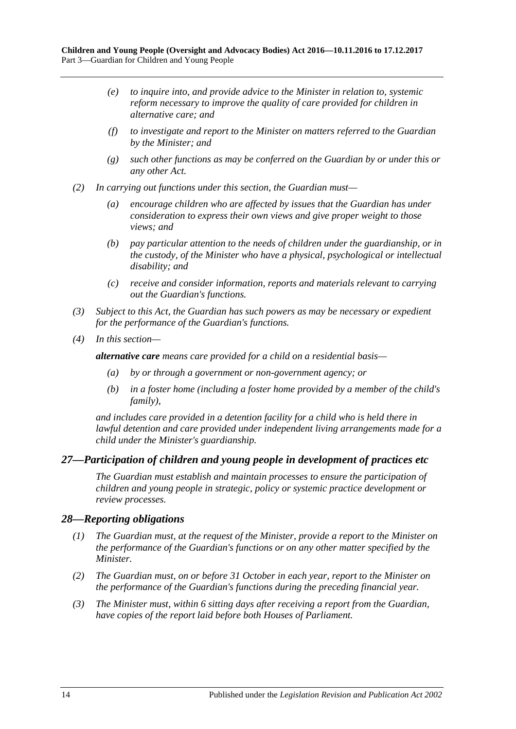- *(e) to inquire into, and provide advice to the Minister in relation to, systemic reform necessary to improve the quality of care provided for children in alternative care; and*
- *(f) to investigate and report to the Minister on matters referred to the Guardian by the Minister; and*
- *(g) such other functions as may be conferred on the Guardian by or under this or any other Act.*

*(2) In carrying out functions under this section, the Guardian must—*

- *(a) encourage children who are affected by issues that the Guardian has under consideration to express their own views and give proper weight to those views; and*
- *(b) pay particular attention to the needs of children under the guardianship, or in the custody, of the Minister who have a physical, psychological or intellectual disability; and*
- *(c) receive and consider information, reports and materials relevant to carrying out the Guardian's functions.*

*(3) Subject to this Act, the Guardian has such powers as may be necessary or expedient for the performance of the Guardian's functions.*

*(4) In this section—*

***alternative care*** *means care provided for a child on a residential basis—*

- *(a) by or through a government or non-government agency; or*
- *(b) in a foster home (including a foster home provided by a member of the child's family),*

*and includes care provided in a detention facility for a child who is held there in lawful detention and care provided under independent living arrangements made for a child under the Minister's guardianship.*

## *27—Participation of children and young people in development of practices etc*

*The Guardian must establish and maintain processes to ensure the participation of children and young people in strategic, policy or systemic practice development or review processes.*

## *28—Reporting obligations*

*(1) The Guardian must, at the request of the Minister, provide a report to the Minister on the performance of the Guardian's functions or on any other matter specified by the Minister.*

*(2) The Guardian must, on or before 31 October in each year, report to the Minister on the performance of the Guardian's functions during the preceding financial year.*

*(3) The Minister must, within 6 sitting days after receiving a report from the Guardian, have copies of the report laid before both Houses of Parliament.*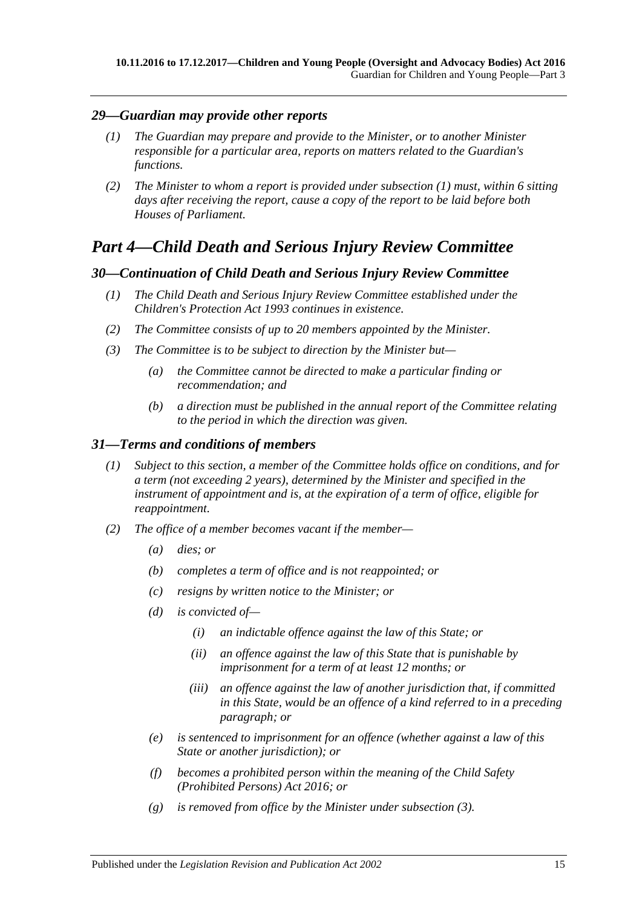### *29—Guardian may provide other reports*

*(1) The Guardian may prepare and provide to the Minister, or to another Minister responsible for a particular area, reports on matters related to the Guardian's functions.*

*(2) The Minister to whom a report is provided under subsection (1) must, within 6 sitting days after receiving the report, cause a copy of the report to be laid before both Houses of Parliament.*

## *Part 4—Child Death and Serious Injury Review Committee*

### *30—Continuation of Child Death and Serious Injury Review Committee*

*(1) The Child Death and Serious Injury Review Committee established under the Children's Protection Act 1993 continues in existence.*

*(2) The Committee consists of up to 20 members appointed by the Minister.*

*(3) The Committee is to be subject to direction by the Minister but—*

*(a) the Committee cannot be directed to make a particular finding or recommendation; and*

*(b) a direction must be published in the annual report of the Committee relating to the period in which the direction was given.*

### *31—Terms and conditions of members*

*(1) Subject to this section, a member of the Committee holds office on conditions, and for a term (not exceeding 2 years), determined by the Minister and specified in the instrument of appointment and is, at the expiration of a term of office, eligible for reappointment.*

*(2) The office of a member becomes vacant if the member—*

*(a) dies; or*

*(b) completes a term of office and is not reappointed; or*

*(c) resigns by written notice to the Minister; or*

*(d) is convicted of—*

*(i) an indictable offence against the law of this State; or*

*(ii) an offence against the law of this State that is punishable by imprisonment for a term of at least 12 months; or*

*(iii) an offence against the law of another jurisdiction that, if committed in this State, would be an offence of a kind referred to in a preceding paragraph; or*

*(e) is sentenced to imprisonment for an offence (whether against a law of this State or another jurisdiction); or*

*(f) becomes a prohibited person within the meaning of the Child Safety (Prohibited Persons) Act 2016; or*

*(g) is removed from office by the Minister under subsection (3).*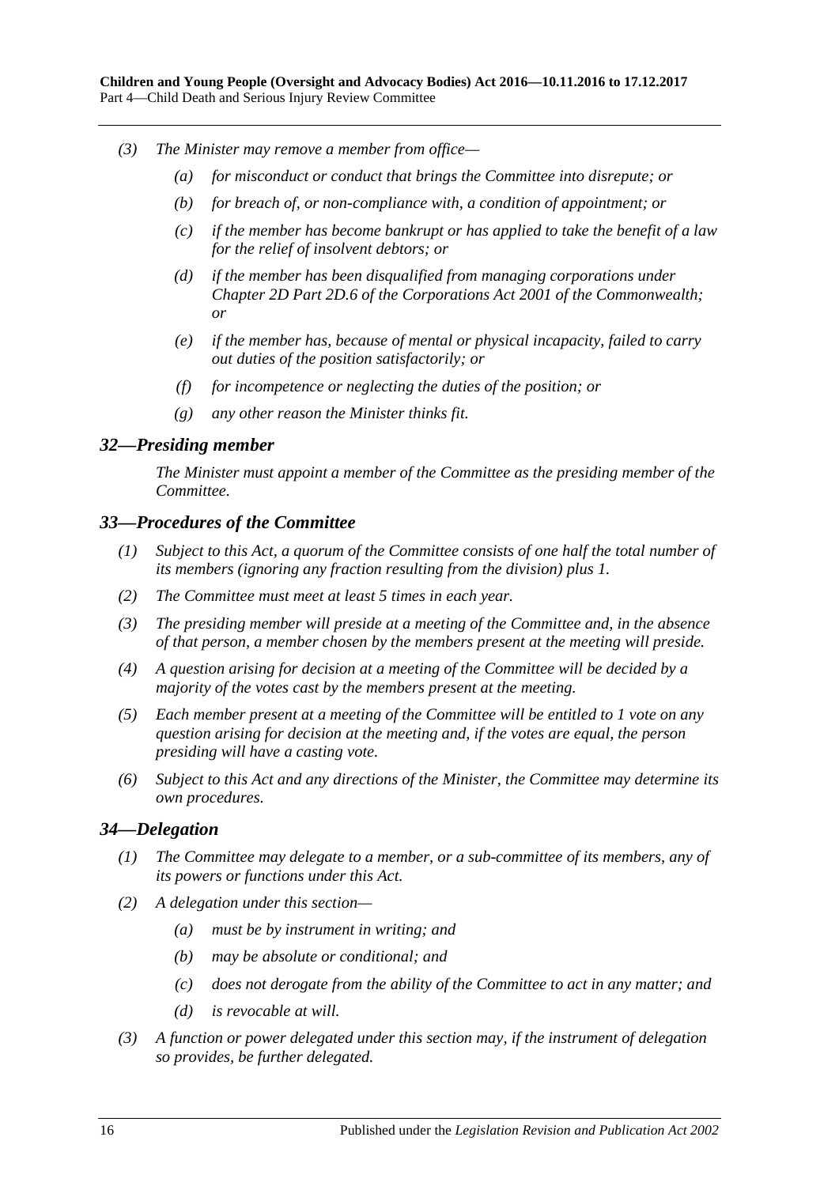*(3) The Minister may remove a member from office—*

*(a) for misconduct or conduct that brings the Committee into disrepute; or*

*(b) for breach of, or non-compliance with, a condition of appointment; or*

*(c) if the member has become bankrupt or has applied to take the benefit of a law for the relief of insolvent debtors; or*

*(d) if the member has been disqualified from managing corporations under Chapter 2D Part 2D.6 of the Corporations Act 2001 of the Commonwealth; or*

*(e) if the member has, because of mental or physical incapacity, failed to carry out duties of the position satisfactorily; or*

*(f) for incompetence or neglecting the duties of the position; or*

*(g) any other reason the Minister thinks fit.*

## *32—Presiding member*

*The Minister must appoint a member of the Committee as the presiding member of the Committee.*

## *33—Procedures of the Committee*

*(1) Subject to this Act, a quorum of the Committee consists of one half the total number of its members (ignoring any fraction resulting from the division) plus 1.*

*(2) The Committee must meet at least 5 times in each year.*

*(3) The presiding member will preside at a meeting of the Committee and, in the absence of that person, a member chosen by the members present at the meeting will preside.*

*(4) A question arising for decision at a meeting of the Committee will be decided by a majority of the votes cast by the members present at the meeting.*

*(5) Each member present at a meeting of the Committee will be entitled to 1 vote on any question arising for decision at the meeting and, if the votes are equal, the person presiding will have a casting vote.*

*(6) Subject to this Act and any directions of the Minister, the Committee may determine its own procedures.*

## *34—Delegation*

*(1) The Committee may delegate to a member, or a sub-committee of its members, any of its powers or functions under this Act.*

*(2) A delegation under this section—*

*(a) must be by instrument in writing; and*

*(b) may be absolute or conditional; and*

*(c) does not derogate from the ability of the Committee to act in any matter; and*

*(d) is revocable at will.*

*(3) A function or power delegated under this section may, if the instrument of delegation so provides, be further delegated.*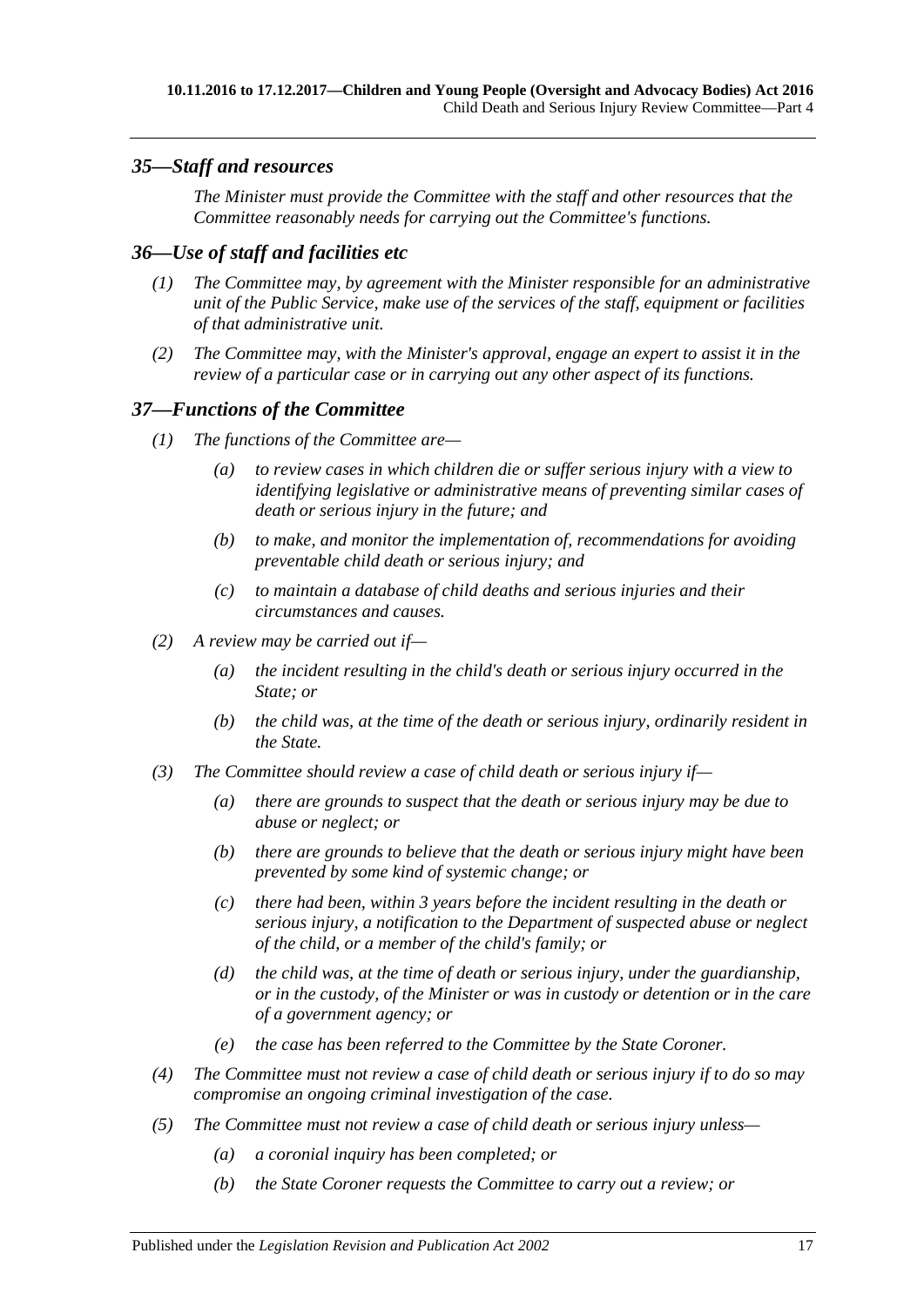## *35—Staff and resources*

*The Minister must provide the Committee with the staff and other resources that the Committee reasonably needs for carrying out the Committee's functions.*

## *36—Use of staff and facilities etc*

*(1) The Committee may, by agreement with the Minister responsible for an administrative unit of the Public Service, make use of the services of the staff, equipment or facilities of that administrative unit.*

*(2) The Committee may, with the Minister's approval, engage an expert to assist it in the review of a particular case or in carrying out any other aspect of its functions.*

## *37—Functions of the Committee*

*(1) The functions of the Committee are—*

*(a) to review cases in which children die or suffer serious injury with a view to identifying legislative or administrative means of preventing similar cases of death or serious injury in the future; and*

*(b) to make, and monitor the implementation of, recommendations for avoiding preventable child death or serious injury; and*

*(c) to maintain a database of child deaths and serious injuries and their circumstances and causes.*

*(2) A review may be carried out if—*

*(a) the incident resulting in the child's death or serious injury occurred in the State; or*

*(b) the child was, at the time of the death or serious injury, ordinarily resident in the State.*

*(3) The Committee should review a case of child death or serious injury if—*

*(a) there are grounds to suspect that the death or serious injury may be due to abuse or neglect; or*

*(b) there are grounds to believe that the death or serious injury might have been prevented by some kind of systemic change; or*

*(c) there had been, within 3 years before the incident resulting in the death or serious injury, a notification to the Department of suspected abuse or neglect of the child, or a member of the child's family; or*

*(d) the child was, at the time of death or serious injury, under the guardianship, or in the custody, of the Minister or was in custody or detention or in the care of a government agency; or*

*(e) the case has been referred to the Committee by the State Coroner.*

*(4) The Committee must not review a case of child death or serious injury if to do so may compromise an ongoing criminal investigation of the case.*

*(5) The Committee must not review a case of child death or serious injury unless—*

*(a) a coronial inquiry has been completed; or*

*(b) the State Coroner requests the Committee to carry out a review; or*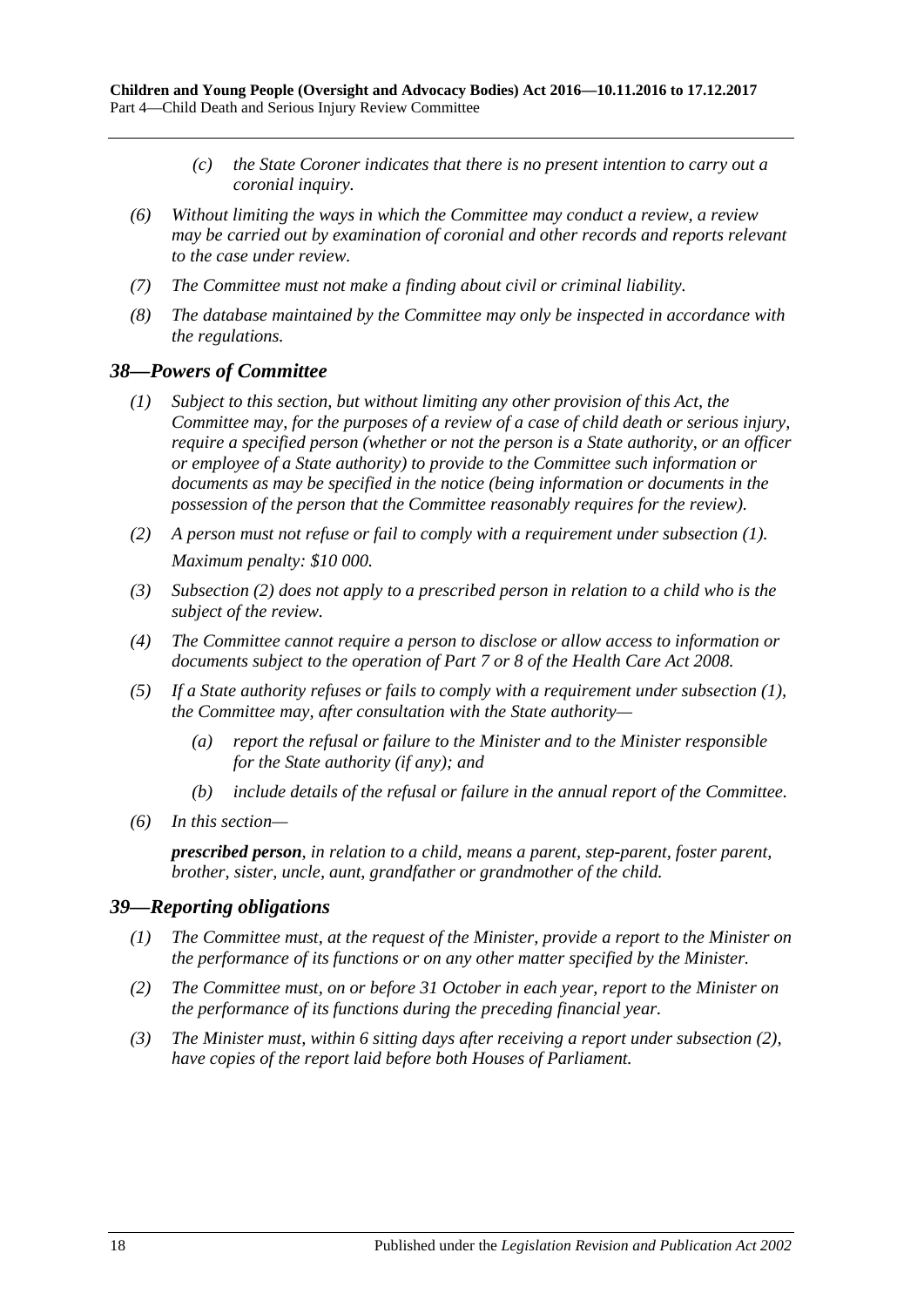*(c) the State Coroner indicates that there is no present intention to carry out a coronial inquiry.*

*(6) Without limiting the ways in which the Committee may conduct a review, a review may be carried out by examination of coronial and other records and reports relevant to the case under review.*

*(7) The Committee must not make a finding about civil or criminal liability.*

*(8) The database maintained by the Committee may only be inspected in accordance with the regulations.*

## *38—Powers of Committee*

*(1) Subject to this section, but without limiting any other provision of this Act, the Committee may, for the purposes of a review of a case of child death or serious injury, require a specified person (whether or not the person is a State authority, or an officer or employee of a State authority) to provide to the Committee such information or documents as may be specified in the notice (being information or documents in the possession of the person that the Committee reasonably requires for the review).*

*(2) A person must not refuse or fail to comply with a requirement under subsection (1).*

*Maximum penalty: $10 000.*

*(3) Subsection (2) does not apply to a prescribed person in relation to a child who is the subject of the review.*

*(4) The Committee cannot require a person to disclose or allow access to information or documents subject to the operation of Part 7 or 8 of the Health Care Act 2008.*

*(5) If a State authority refuses or fails to comply with a requirement under subsection (1), the Committee may, after consultation with the State authority—*

*(a) report the refusal or failure to the Minister and to the Minister responsible for the State authority (if any); and*

*(b) include details of the refusal or failure in the annual report of the Committee.*

*(6) In this section—*

***prescribed person****, in relation to a child, means a parent, step-parent, foster parent, brother, sister, uncle, aunt, grandfather or grandmother of the child.*

## *39—Reporting obligations*

*(1) The Committee must, at the request of the Minister, provide a report to the Minister on the performance of its functions or on any other matter specified by the Minister.*

*(2) The Committee must, on or before 31 October in each year, report to the Minister on the performance of its functions during the preceding financial year.*

*(3) The Minister must, within 6 sitting days after receiving a report under subsection (2), have copies of the report laid before both Houses of Parliament.*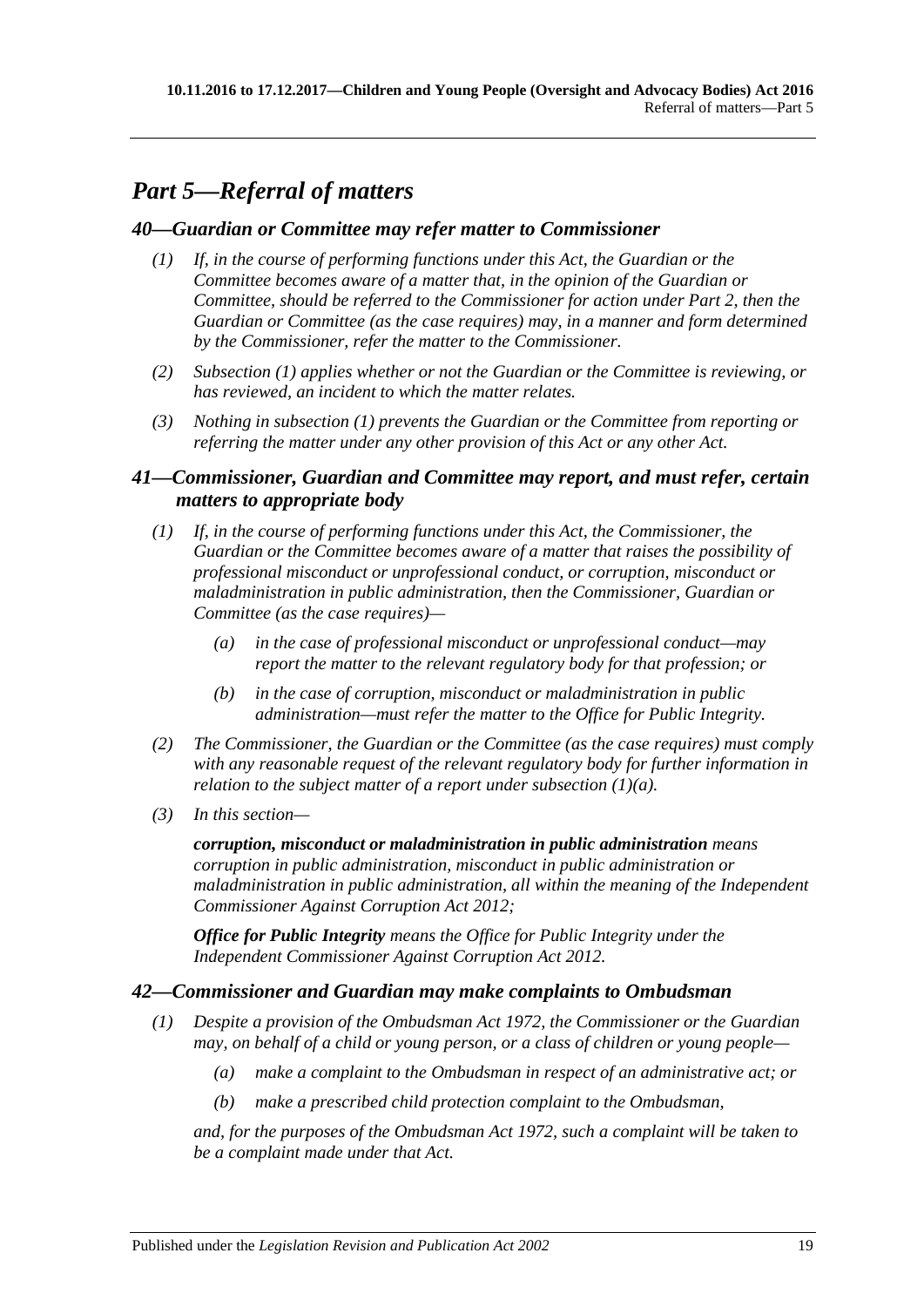# *Part 5—Referral of matters*

## *40—Guardian or Committee may refer matter to Commissioner*

*(1) If, in the course of performing functions under this Act, the Guardian or the Committee becomes aware of a matter that, in the opinion of the Guardian or Committee, should be referred to the Commissioner for action under Part 2, then the Guardian or Committee (as the case requires) may, in a manner and form determined by the Commissioner, refer the matter to the Commissioner.*

*(2) Subsection (1) applies whether or not the Guardian or the Committee is reviewing, or has reviewed, an incident to which the matter relates.*

*(3) Nothing in subsection (1) prevents the Guardian or the Committee from reporting or referring the matter under any other provision of this Act or any other Act.*

## *41—Commissioner, Guardian and Committee may report, and must refer, certain matters to appropriate body*

*(1) If, in the course of performing functions under this Act, the Commissioner, the Guardian or the Committee becomes aware of a matter that raises the possibility of professional misconduct or unprofessional conduct, or corruption, misconduct or maladministration in public administration, then the Commissioner, Guardian or Committee (as the case requires)—*

*(a) in the case of professional misconduct or unprofessional conduct—may report the matter to the relevant regulatory body for that profession; or*

*(b) in the case of corruption, misconduct or maladministration in public administration—must refer the matter to the Office for Public Integrity.*

*(2) The Commissioner, the Guardian or the Committee (as the case requires) must comply with any reasonable request of the relevant regulatory body for further information in relation to the subject matter of a report under subsection (1)(a).*

*(3) In this section—*

***corruption, misconduct or maladministration in public administration*** *means corruption in public administration, misconduct in public administration or maladministration in public administration, all within the meaning of the Independent Commissioner Against Corruption Act 2012;*

***Office for Public Integrity*** *means the Office for Public Integrity under the Independent Commissioner Against Corruption Act 2012.*

## *42—Commissioner and Guardian may make complaints to Ombudsman*

*(1) Despite a provision of the Ombudsman Act 1972, the Commissioner or the Guardian may, on behalf of a child or young person, or a class of children or young people—*

*(a) make a complaint to the Ombudsman in respect of an administrative act; or*

*(b) make a prescribed child protection complaint to the Ombudsman,*

*and, for the purposes of the Ombudsman Act 1972, such a complaint will be taken to be a complaint made under that Act.*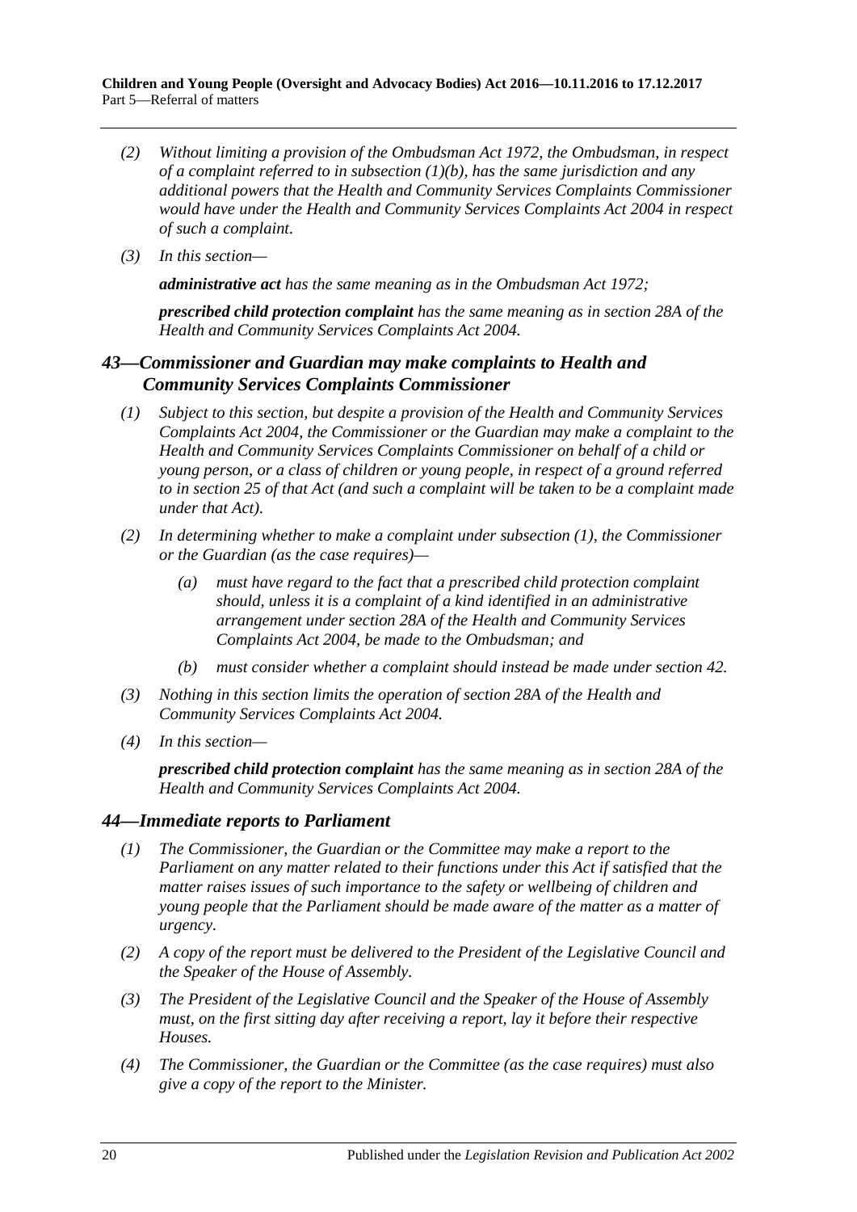*(2) Without limiting a provision of the Ombudsman Act 1972, the Ombudsman, in respect of a complaint referred to in subsection (1)(b), has the same jurisdiction and any additional powers that the Health and Community Services Complaints Commissioner would have under the Health and Community Services Complaints Act 2004 in respect of such a complaint.*

*(3) In this section—*

***administrative act** has the same meaning as in the Ombudsman Act 1972;*

***prescribed child protection complaint** has the same meaning as in section 28A of the Health and Community Services Complaints Act 2004.*

## *43—Commissioner and Guardian may make complaints to Health and Community Services Complaints Commissioner*

*(1) Subject to this section, but despite a provision of the Health and Community Services Complaints Act 2004, the Commissioner or the Guardian may make a complaint to the Health and Community Services Complaints Commissioner on behalf of a child or young person, or a class of children or young people, in respect of a ground referred to in section 25 of that Act (and such a complaint will be taken to be a complaint made under that Act).*

*(2) In determining whether to make a complaint under subsection (1), the Commissioner or the Guardian (as the case requires)—*

*(a) must have regard to the fact that a prescribed child protection complaint should, unless it is a complaint of a kind identified in an administrative arrangement under section 28A of the Health and Community Services Complaints Act 2004, be made to the Ombudsman; and*

*(b) must consider whether a complaint should instead be made under section 42.*

*(3) Nothing in this section limits the operation of section 28A of the Health and Community Services Complaints Act 2004.*

*(4) In this section—*

***prescribed child protection complaint** has the same meaning as in section 28A of the Health and Community Services Complaints Act 2004.*

## *44—Immediate reports to Parliament*

*(1) The Commissioner, the Guardian or the Committee may make a report to the Parliament on any matter related to their functions under this Act if satisfied that the matter raises issues of such importance to the safety or wellbeing of children and young people that the Parliament should be made aware of the matter as a matter of urgency.*

*(2) A copy of the report must be delivered to the President of the Legislative Council and the Speaker of the House of Assembly.*

*(3) The President of the Legislative Council and the Speaker of the House of Assembly must, on the first sitting day after receiving a report, lay it before their respective Houses.*

*(4) The Commissioner, the Guardian or the Committee (as the case requires) must also give a copy of the report to the Minister.*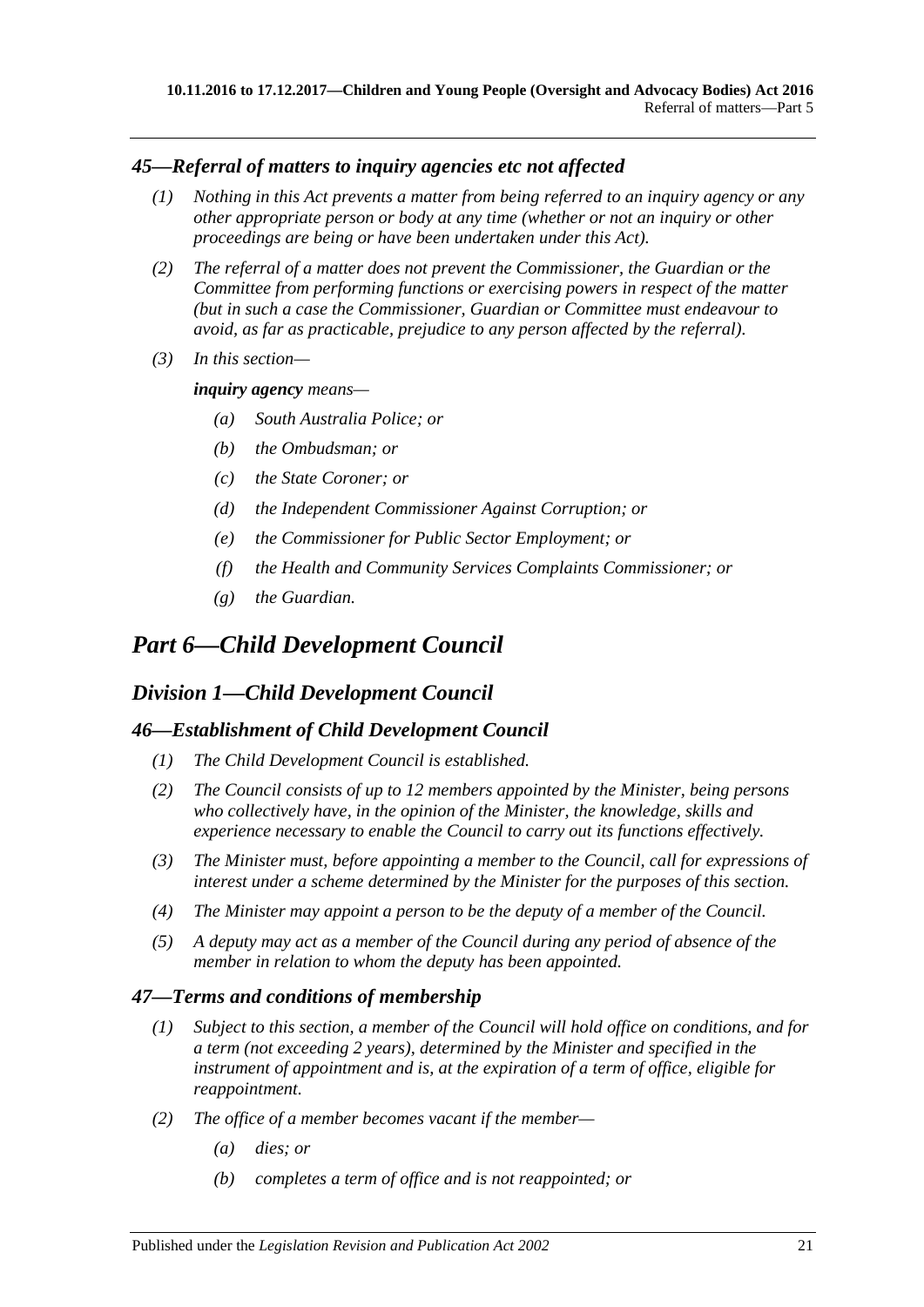### *45—Referral of matters to inquiry agencies etc not affected*

*(1) Nothing in this Act prevents a matter from being referred to an inquiry agency or any other appropriate person or body at any time (whether or not an inquiry or other proceedings are being or have been undertaken under this Act).*

*(2) The referral of a matter does not prevent the Commissioner, the Guardian or the Committee from performing functions or exercising powers in respect of the matter (but in such a case the Commissioner, Guardian or Committee must endeavour to avoid, as far as practicable, prejudice to any person affected by the referral).*

*(3) In this section—*

***inquiry agency*** *means—*

*(a) South Australia Police; or*

*(b) the Ombudsman; or*

*(c) the State Coroner; or*

*(d) the Independent Commissioner Against Corruption; or*

*(e) the Commissioner for Public Sector Employment; or*

*(f) the Health and Community Services Complaints Commissioner; or*

*(g) the Guardian.*

# *Part 6—Child Development Council*

## *Division 1—Child Development Council*

### *46—Establishment of Child Development Council*

*(1) The Child Development Council is established.*

*(2) The Council consists of up to 12 members appointed by the Minister, being persons who collectively have, in the opinion of the Minister, the knowledge, skills and experience necessary to enable the Council to carry out its functions effectively.*

*(3) The Minister must, before appointing a member to the Council, call for expressions of interest under a scheme determined by the Minister for the purposes of this section.*

*(4) The Minister may appoint a person to be the deputy of a member of the Council.*

*(5) A deputy may act as a member of the Council during any period of absence of the member in relation to whom the deputy has been appointed.*

### *47—Terms and conditions of membership*

*(1) Subject to this section, a member of the Council will hold office on conditions, and for a term (not exceeding 2 years), determined by the Minister and specified in the instrument of appointment and is, at the expiration of a term of office, eligible for reappointment.*

*(2) The office of a member becomes vacant if the member—*

*(a) dies; or*

*(b) completes a term of office and is not reappointed; or*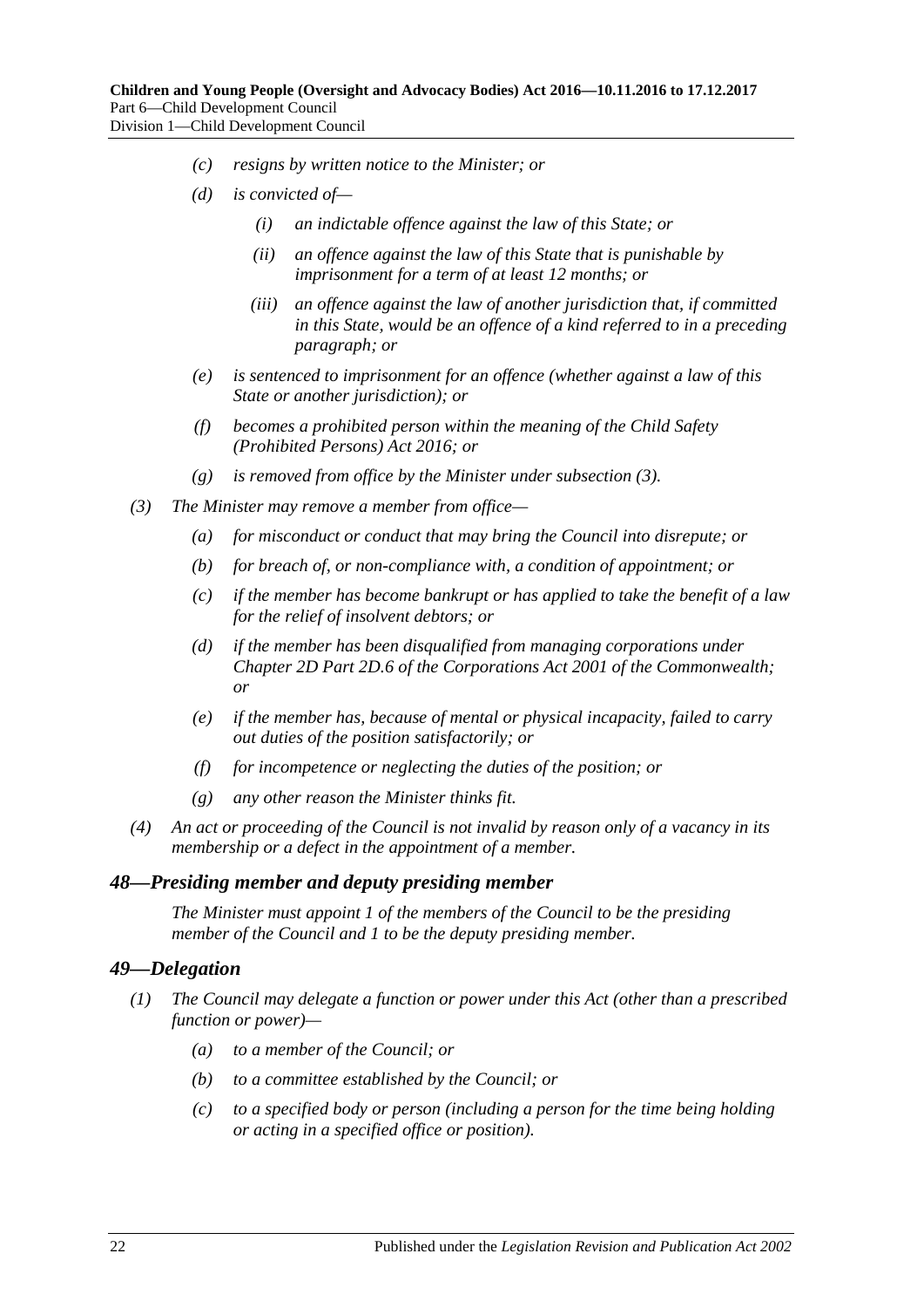- *(c)* *resigns by written notice to the Minister; or*
- *(d)* *is convicted of—*
  - *(i)* *an indictable offence against the law of this State; or*
  - *(ii)* *an offence against the law of this State that is punishable by imprisonment for a term of at least 12 months; or*
  - *(iii)* *an offence against the law of another jurisdiction that, if committed in this State, would be an offence of a kind referred to in a preceding paragraph; or*
- *(e)* *is sentenced to imprisonment for an offence (whether against a law of this State or another jurisdiction); or*
- *(f)* *becomes a prohibited person within the meaning of the Child Safety (Prohibited Persons) Act 2016; or*
- *(g)* *is removed from office by the Minister under subsection (3).*

*(3)* *The Minister may remove a member from office—*

- *(a)* *for misconduct or conduct that may bring the Council into disrepute; or*
- *(b)* *for breach of, or non-compliance with, a condition of appointment; or*
- *(c)* *if the member has become bankrupt or has applied to take the benefit of a law for the relief of insolvent debtors; or*
- *(d)* *if the member has been disqualified from managing corporations under Chapter 2D Part 2D.6 of the Corporations Act 2001 of the Commonwealth; or*
- *(e)* *if the member has, because of mental or physical incapacity, failed to carry out duties of the position satisfactorily; or*
- *(f)* *for incompetence or neglecting the duties of the position; or*
- *(g)* *any other reason the Minister thinks fit.*

*(4)* *An act or proceeding of the Council is not invalid by reason only of a vacancy in its membership or a defect in the appointment of a member.*

### *48—Presiding member and deputy presiding member*

*The Minister must appoint 1 of the members of the Council to be the presiding member of the Council and 1 to be the deputy presiding member.*

### *49—Delegation*

*(1)* *The Council may delegate a function or power under this Act (other than a prescribed function or power)—*

- *(a)* *to a member of the Council; or*
- *(b)* *to a committee established by the Council; or*
- *(c)* *to a specified body or person (including a person for the time being holding or acting in a specified office or position).*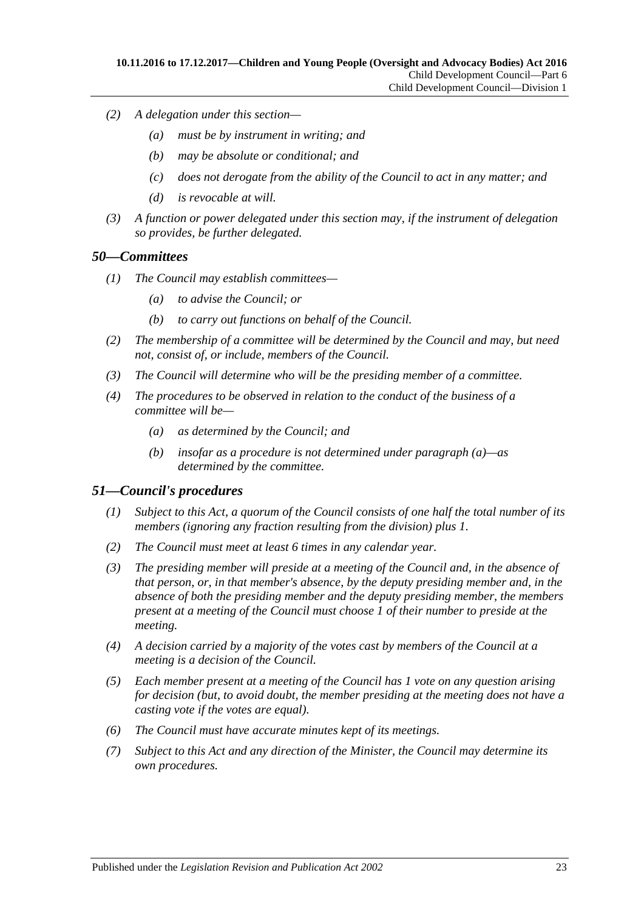- *(2)* *A delegation under this section—*
    - *(a)* *must be by instrument in writing; and*
    - *(b)* *may be absolute or conditional; and*
    - *(c)* *does not derogate from the ability of the Council to act in any matter; and*
    - *(d)* *is revocable at will.*
- *(3)* *A function or power delegated under this section may, if the instrument of delegation so provides, be further delegated.*

## *50—Committees*

- *(1)* *The Council may establish committees—*
    - *(a)* *to advise the Council; or*
    - *(b)* *to carry out functions on behalf of the Council.*
- *(2)* *The membership of a committee will be determined by the Council and may, but need not, consist of, or include, members of the Council.*
- *(3)* *The Council will determine who will be the presiding member of a committee.*
- *(4)* *The procedures to be observed in relation to the conduct of the business of a committee will be—*
    - *(a)* *as determined by the Council; and*
    - *(b)* *insofar as a procedure is not determined under paragraph (a)—as determined by the committee.*

## *51—Council's procedures*

- *(1)* *Subject to this Act, a quorum of the Council consists of one half the total number of its members (ignoring any fraction resulting from the division) plus 1.*
- *(2)* *The Council must meet at least 6 times in any calendar year.*
- *(3)* *The presiding member will preside at a meeting of the Council and, in the absence of that person, or, in that member's absence, by the deputy presiding member and, in the absence of both the presiding member and the deputy presiding member, the members present at a meeting of the Council must choose 1 of their number to preside at the meeting.*
- *(4)* *A decision carried by a majority of the votes cast by members of the Council at a meeting is a decision of the Council.*
- *(5)* *Each member present at a meeting of the Council has 1 vote on any question arising for decision (but, to avoid doubt, the member presiding at the meeting does not have a casting vote if the votes are equal).*
- *(6)* *The Council must have accurate minutes kept of its meetings.*
- *(7)* *Subject to this Act and any direction of the Minister, the Council may determine its own procedures.*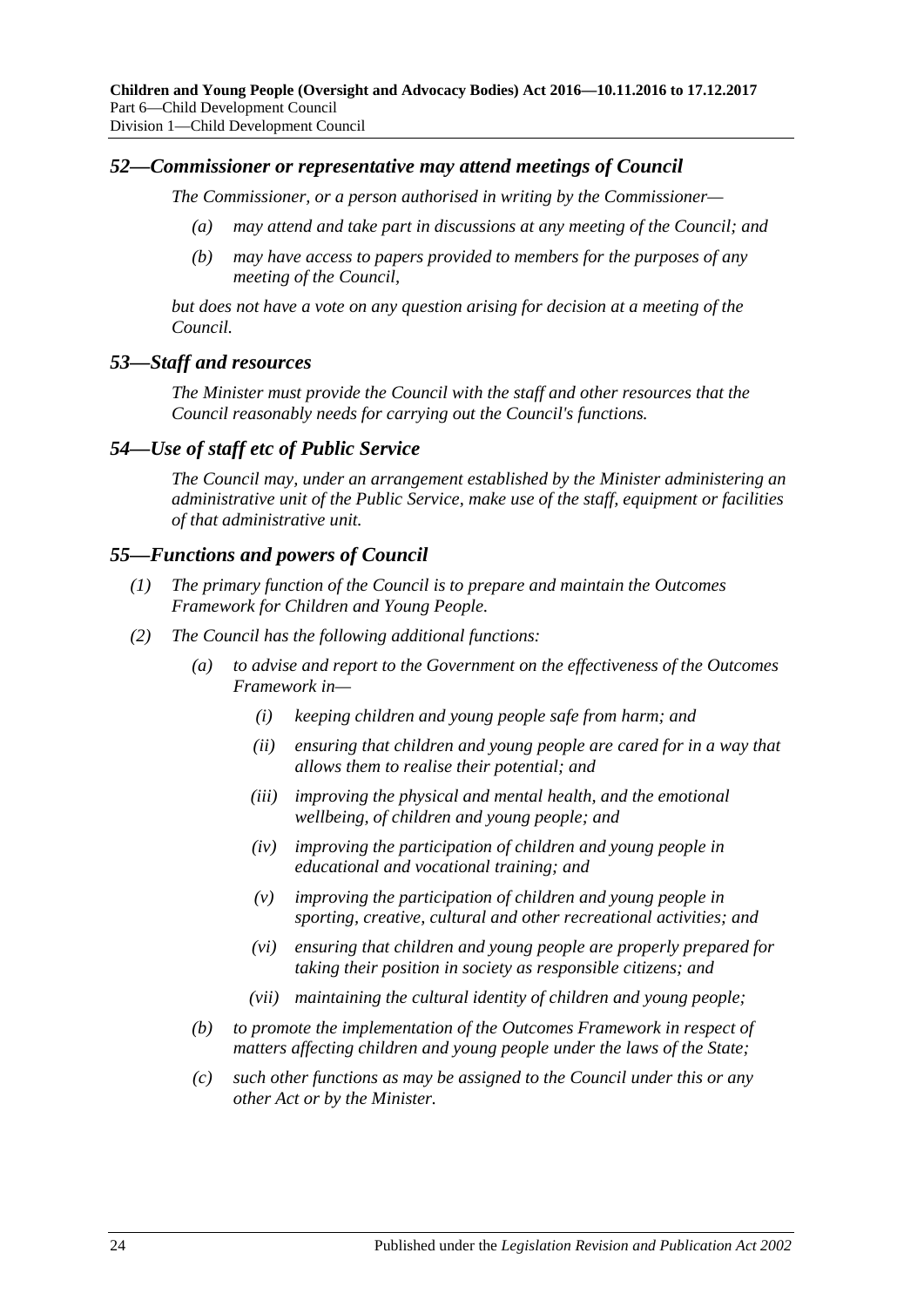## *52—Commissioner or representative may attend meetings of Council*

*The Commissioner, or a person authorised in writing by the Commissioner—*

*(a) may attend and take part in discussions at any meeting of the Council; and*

*(b) may have access to papers provided to members for the purposes of any meeting of the Council,*

*but does not have a vote on any question arising for decision at a meeting of the Council.*

## *53—Staff and resources*

*The Minister must provide the Council with the staff and other resources that the Council reasonably needs for carrying out the Council's functions.*

## *54—Use of staff etc of Public Service*

*The Council may, under an arrangement established by the Minister administering an administrative unit of the Public Service, make use of the staff, equipment or facilities of that administrative unit.*

## *55—Functions and powers of Council*

*(1) The primary function of the Council is to prepare and maintain the Outcomes Framework for Children and Young People.*

*(2) The Council has the following additional functions:*

*(a) to advise and report to the Government on the effectiveness of the Outcomes Framework in—*

*(i) keeping children and young people safe from harm; and*

*(ii) ensuring that children and young people are cared for in a way that allows them to realise their potential; and*

*(iii) improving the physical and mental health, and the emotional wellbeing, of children and young people; and*

*(iv) improving the participation of children and young people in educational and vocational training; and*

*(v) improving the participation of children and young people in sporting, creative, cultural and other recreational activities; and*

*(vi) ensuring that children and young people are properly prepared for taking their position in society as responsible citizens; and*

*(vii) maintaining the cultural identity of children and young people;*

*(b) to promote the implementation of the Outcomes Framework in respect of matters affecting children and young people under the laws of the State;*

*(c) such other functions as may be assigned to the Council under this or any other Act or by the Minister.*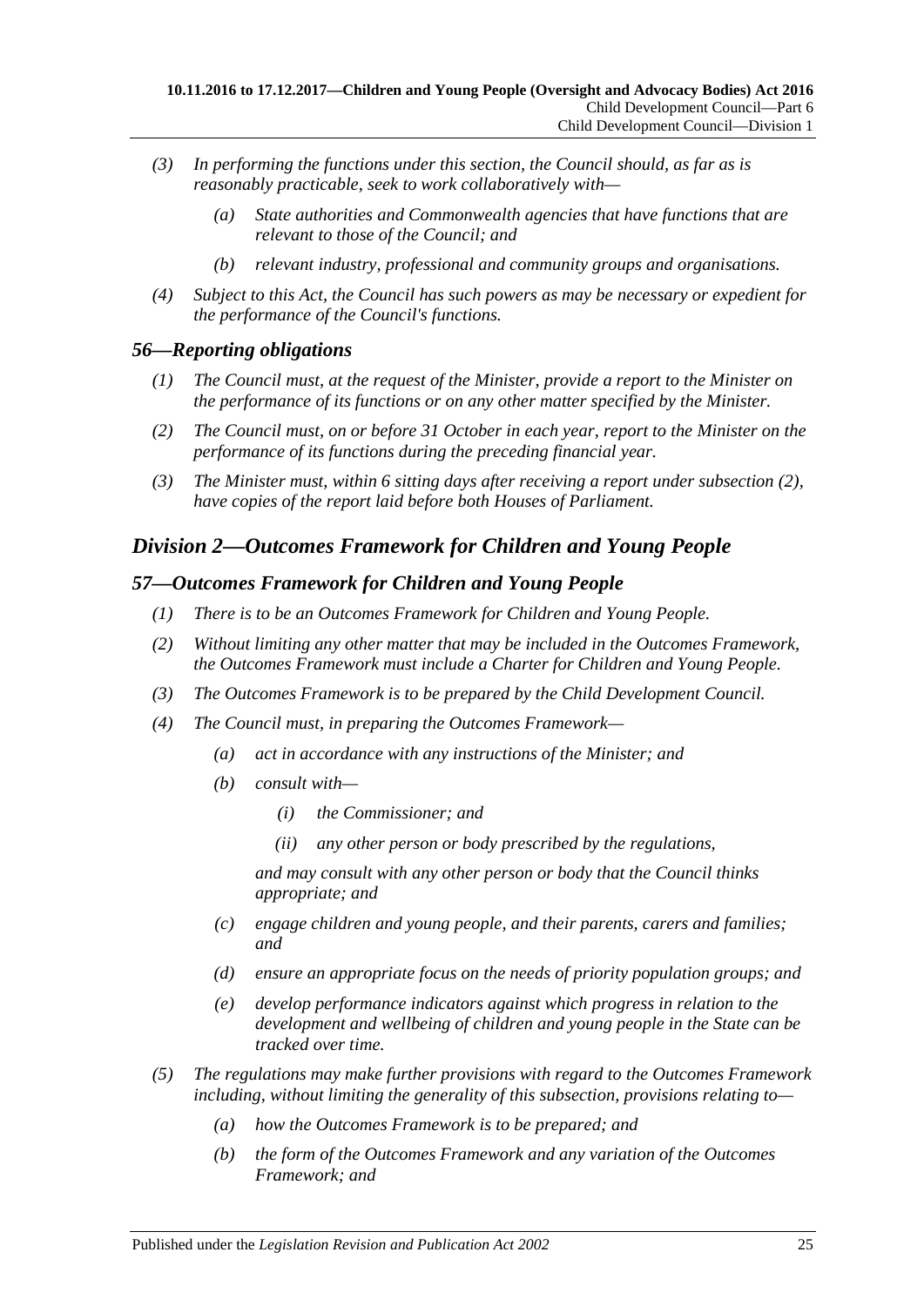- *(3)* *In performing the functions under this section, the Council should, as far as is reasonably practicable, seek to work collaboratively with—*
  - *(a)* *State authorities and Commonwealth agencies that have functions that are relevant to those of the Council; and*
  - *(b)* *relevant industry, professional and community groups and organisations.*
- *(4)* *Subject to this Act, the Council has such powers as may be necessary or expedient for the performance of the Council's functions.*

### *56—Reporting obligations*

- *(1)* *The Council must, at the request of the Minister, provide a report to the Minister on the performance of its functions or on any other matter specified by the Minister.*
- *(2)* *The Council must, on or before 31 October in each year, report to the Minister on the performance of its functions during the preceding financial year.*
- *(3)* *The Minister must, within 6 sitting days after receiving a report under subsection (2), have copies of the report laid before both Houses of Parliament.*

## *Division 2—Outcomes Framework for Children and Young People*

### *57—Outcomes Framework for Children and Young People*

- *(1)* *There is to be an Outcomes Framework for Children and Young People.*
- *(2)* *Without limiting any other matter that may be included in the Outcomes Framework, the Outcomes Framework must include a Charter for Children and Young People.*
- *(3)* *The Outcomes Framework is to be prepared by the Child Development Council.*
- *(4)* *The Council must, in preparing the Outcomes Framework—*
  - *(a)* *act in accordance with any instructions of the Minister; and*
  - *(b)* *consult with—*
    - *(i)* *the Commissioner; and*
    - *(ii)* *any other person or body prescribed by the regulations,*

    *and may consult with any other person or body that the Council thinks appropriate; and*
  - *(c)* *engage children and young people, and their parents, carers and families; and*
  - *(d)* *ensure an appropriate focus on the needs of priority population groups; and*
  - *(e)* *develop performance indicators against which progress in relation to the development and wellbeing of children and young people in the State can be tracked over time.*
- *(5)* *The regulations may make further provisions with regard to the Outcomes Framework including, without limiting the generality of this subsection, provisions relating to—*
  - *(a)* *how the Outcomes Framework is to be prepared; and*
  - *(b)* *the form of the Outcomes Framework and any variation of the Outcomes Framework; and*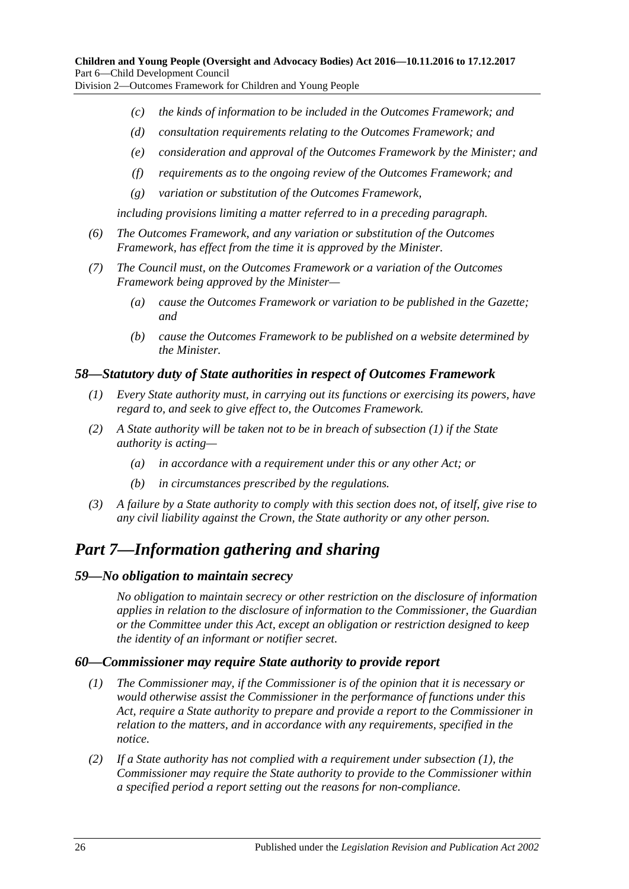- *(c)* *the kinds of information to be included in the Outcomes Framework; and*
- *(d)* *consultation requirements relating to the Outcomes Framework; and*
- *(e)* *consideration and approval of the Outcomes Framework by the Minister; and*
- *(f)* *requirements as to the ongoing review of the Outcomes Framework; and*
- *(g)* *variation or substitution of the Outcomes Framework,*

*including provisions limiting a matter referred to in a preceding paragraph.*

*(6)* *The Outcomes Framework, and any variation or substitution of the Outcomes Framework, has effect from the time it is approved by the Minister.*

*(7)* *The Council must, on the Outcomes Framework or a variation of the Outcomes Framework being approved by the Minister—*

- *(a)* *cause the Outcomes Framework or variation to be published in the Gazette; and*
- *(b)* *cause the Outcomes Framework to be published on a website determined by the Minister.*

### *58—Statutory duty of State authorities in respect of Outcomes Framework*

*(1)* *Every State authority must, in carrying out its functions or exercising its powers, have regard to, and seek to give effect to, the Outcomes Framework.*

*(2)* *A State authority will be taken not to be in breach of subsection (1) if the State authority is acting—*

- *(a)* *in accordance with a requirement under this or any other Act; or*
- *(b)* *in circumstances prescribed by the regulations.*

*(3)* *A failure by a State authority to comply with this section does not, of itself, give rise to any civil liability against the Crown, the State authority or any other person.*

## *Part 7—Information gathering and sharing*

### *59—No obligation to maintain secrecy*

*No obligation to maintain secrecy or other restriction on the disclosure of information applies in relation to the disclosure of information to the Commissioner, the Guardian or the Committee under this Act, except an obligation or restriction designed to keep the identity of an informant or notifier secret.*

### *60—Commissioner may require State authority to provide report*

*(1)* *The Commissioner may, if the Commissioner is of the opinion that it is necessary or would otherwise assist the Commissioner in the performance of functions under this Act, require a State authority to prepare and provide a report to the Commissioner in relation to the matters, and in accordance with any requirements, specified in the notice.*

*(2)* *If a State authority has not complied with a requirement under subsection (1), the Commissioner may require the State authority to provide to the Commissioner within a specified period a report setting out the reasons for non-compliance.*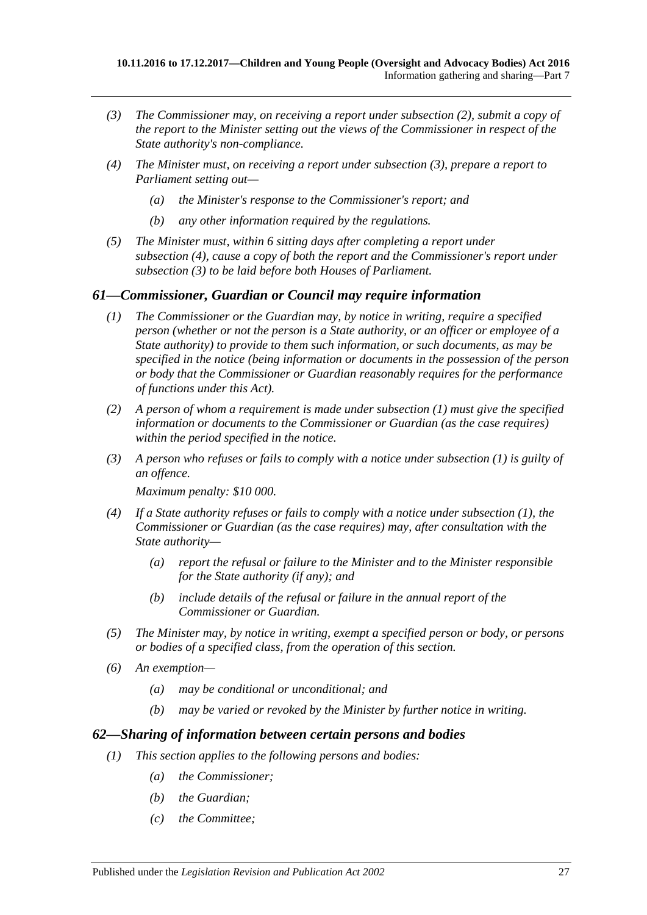*(3) The Commissioner may, on receiving a report under subsection (2), submit a copy of the report to the Minister setting out the views of the Commissioner in respect of the State authority's non-compliance.*

*(4) The Minister must, on receiving a report under subsection (3), prepare a report to Parliament setting out—*

*(a) the Minister's response to the Commissioner's report; and*

*(b) any other information required by the regulations.*

*(5) The Minister must, within 6 sitting days after completing a report under subsection (4), cause a copy of both the report and the Commissioner's report under subsection (3) to be laid before both Houses of Parliament.*

## *61—Commissioner, Guardian or Council may require information*

*(1) The Commissioner or the Guardian may, by notice in writing, require a specified person (whether or not the person is a State authority, or an officer or employee of a State authority) to provide to them such information, or such documents, as may be specified in the notice (being information or documents in the possession of the person or body that the Commissioner or Guardian reasonably requires for the performance of functions under this Act).*

*(2) A person of whom a requirement is made under subsection (1) must give the specified information or documents to the Commissioner or Guardian (as the case requires) within the period specified in the notice.*

*(3) A person who refuses or fails to comply with a notice under subsection (1) is guilty of an offence.*

*Maximum penalty: $10 000.*

*(4) If a State authority refuses or fails to comply with a notice under subsection (1), the Commissioner or Guardian (as the case requires) may, after consultation with the State authority—*

*(a) report the refusal or failure to the Minister and to the Minister responsible for the State authority (if any); and*

*(b) include details of the refusal or failure in the annual report of the Commissioner or Guardian.*

*(5) The Minister may, by notice in writing, exempt a specified person or body, or persons or bodies of a specified class, from the operation of this section.*

*(6) An exemption—*

*(a) may be conditional or unconditional; and*

*(b) may be varied or revoked by the Minister by further notice in writing.*

## *62—Sharing of information between certain persons and bodies*

*(1) This section applies to the following persons and bodies:*

*(a) the Commissioner;*

*(b) the Guardian;*

*(c) the Committee;*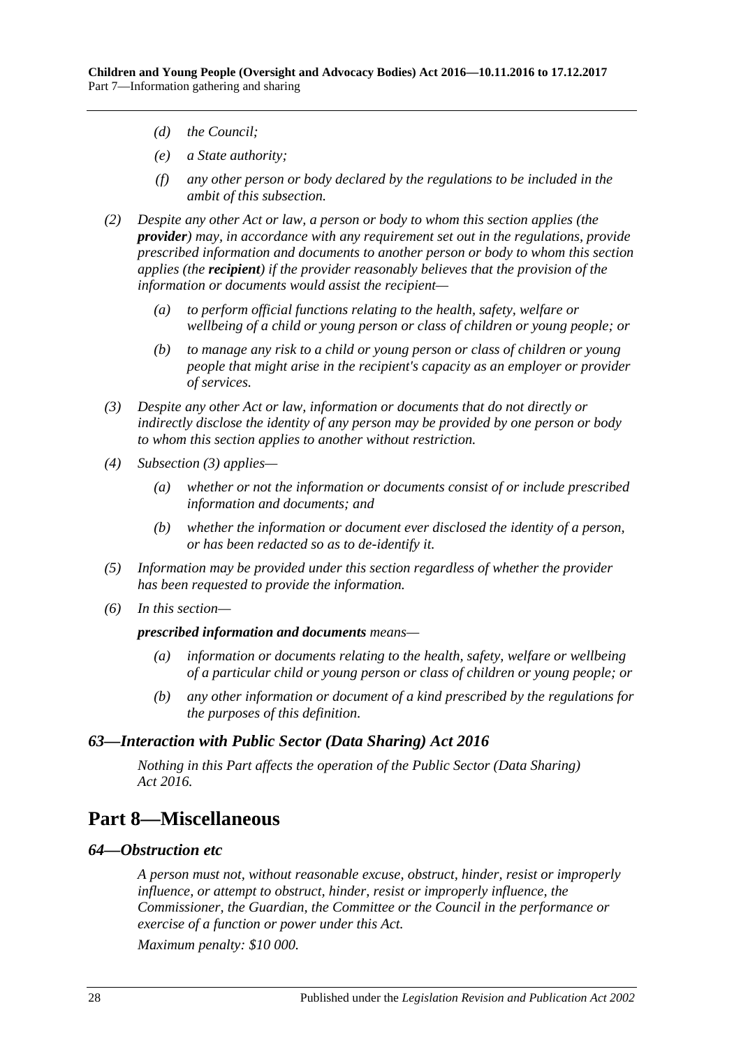- *(d)* *the Council;*
- *(e)* *a State authority;*
- *(f)* *any other person or body declared by the regulations to be included in the ambit of this subsection.*

*(2)* *Despite any other Act or law, a person or body to whom this section applies (the **provider**) may, in accordance with any requirement set out in the regulations, provide prescribed information and documents to another person or body to whom this section applies (the **recipient**) if the provider reasonably believes that the provision of the information or documents would assist the recipient—*

- *(a)* *to perform official functions relating to the health, safety, welfare or wellbeing of a child or young person or class of children or young people; or*
- *(b)* *to manage any risk to a child or young person or class of children or young people that might arise in the recipient's capacity as an employer or provider of services.*

*(3)* *Despite any other Act or law, information or documents that do not directly or indirectly disclose the identity of any person may be provided by one person or body to whom this section applies to another without restriction.*

*(4)* *Subsection (3) applies—*

- *(a)* *whether or not the information or documents consist of or include prescribed information and documents; and*
- *(b)* *whether the information or document ever disclosed the identity of a person, or has been redacted so as to de-identify it.*

*(5)* *Information may be provided under this section regardless of whether the provider has been requested to provide the information.*

*(6)* *In this section—*

***prescribed information and documents** means—*

- *(a)* *information or documents relating to the health, safety, welfare or wellbeing of a particular child or young person or class of children or young people; or*
- *(b)* *any other information or document of a kind prescribed by the regulations for the purposes of this definition.*

### *63—Interaction with Public Sector (Data Sharing) Act 2016*

*Nothing in this Part affects the operation of the Public Sector (Data Sharing) Act 2016.*

## Part 8—Miscellaneous

### *64—Obstruction etc*

*A person must not, without reasonable excuse, obstruct, hinder, resist or improperly influence, or attempt to obstruct, hinder, resist or improperly influence, the Commissioner, the Guardian, the Committee or the Council in the performance or exercise of a function or power under this Act.*

*Maximum penalty: $10 000.*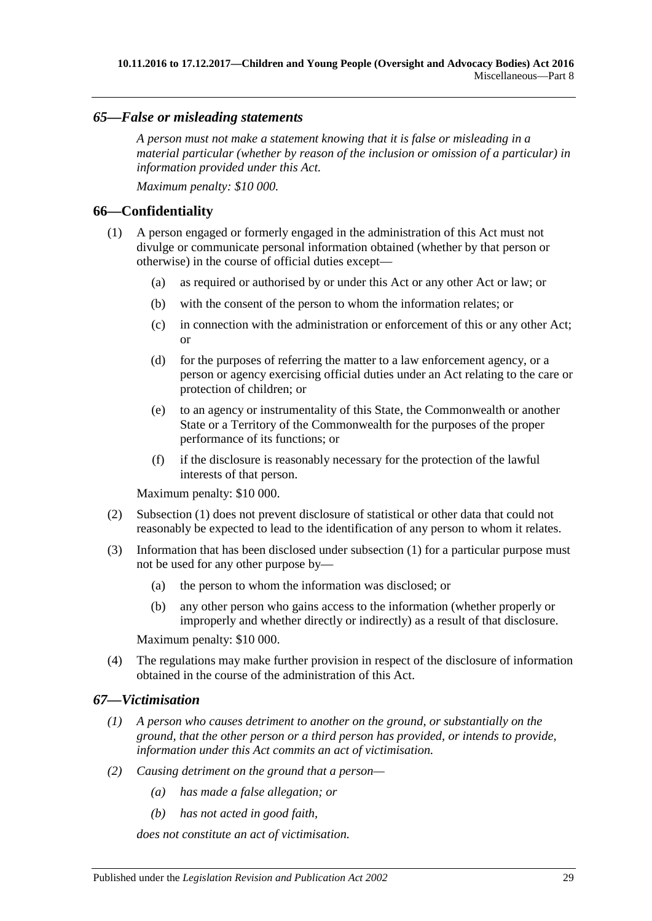### *65—False or misleading statements*

*A person must not make a statement knowing that it is false or misleading in a material particular (whether by reason of the inclusion or omission of a particular) in information provided under this Act.*

*Maximum penalty: $10 000.*

### 66—Confidentiality

(1) A person engaged or formerly engaged in the administration of this Act must not divulge or communicate personal information obtained (whether by that person or otherwise) in the course of official duties except—

  (a) as required or authorised by or under this Act or any other Act or law; or

  (b) with the consent of the person to whom the information relates; or

  (c) in connection with the administration or enforcement of this or any other Act; or

  (d) for the purposes of referring the matter to a law enforcement agency, or a person or agency exercising official duties under an Act relating to the care or protection of children; or

  (e) to an agency or instrumentality of this State, the Commonwealth or another State or a Territory of the Commonwealth for the purposes of the proper performance of its functions; or

  (f) if the disclosure is reasonably necessary for the protection of the lawful interests of that person.

Maximum penalty: $10 000.

(2) Subsection (1) does not prevent disclosure of statistical or other data that could not reasonably be expected to lead to the identification of any person to whom it relates.

(3) Information that has been disclosed under subsection (1) for a particular purpose must not be used for any other purpose by—

  (a) the person to whom the information was disclosed; or

  (b) any other person who gains access to the information (whether properly or improperly and whether directly or indirectly) as a result of that disclosure.

Maximum penalty: $10 000.

(4) The regulations may make further provision in respect of the disclosure of information obtained in the course of the administration of this Act.

### *67—Victimisation*

*(1) A person who causes detriment to another on the ground, or substantially on the ground, that the other person or a third person has provided, or intends to provide, information under this Act commits an act of victimisation.*

*(2) Causing detriment on the ground that a person—*

  *(a) has made a false allegation; or*

  *(b) has not acted in good faith,*

*does not constitute an act of victimisation.*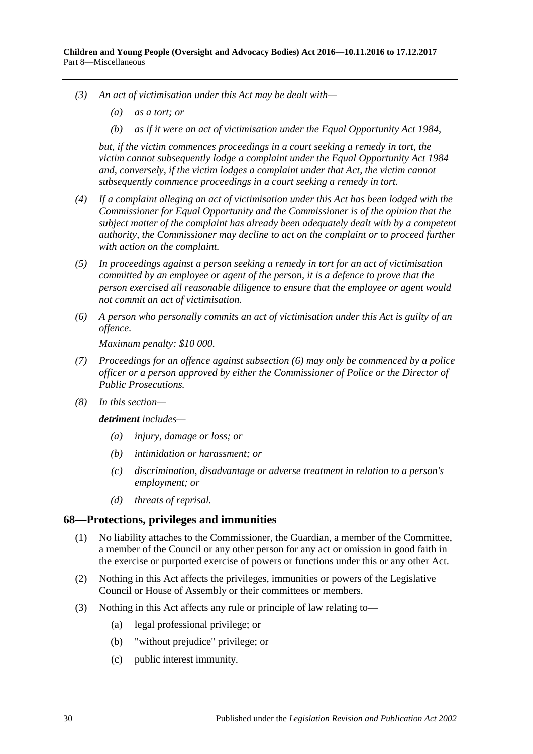*(3) An act of victimisation under this Act may be dealt with—*

*(a) as a tort; or*

*(b) as if it were an act of victimisation under the Equal Opportunity Act 1984,*

*but, if the victim commences proceedings in a court seeking a remedy in tort, the victim cannot subsequently lodge a complaint under the Equal Opportunity Act 1984 and, conversely, if the victim lodges a complaint under that Act, the victim cannot subsequently commence proceedings in a court seeking a remedy in tort.*

*(4) If a complaint alleging an act of victimisation under this Act has been lodged with the Commissioner for Equal Opportunity and the Commissioner is of the opinion that the subject matter of the complaint has already been adequately dealt with by a competent authority, the Commissioner may decline to act on the complaint or to proceed further with action on the complaint.*

*(5) In proceedings against a person seeking a remedy in tort for an act of victimisation committed by an employee or agent of the person, it is a defence to prove that the person exercised all reasonable diligence to ensure that the employee or agent would not commit an act of victimisation.*

*(6) A person who personally commits an act of victimisation under this Act is guilty of an offence.*

*Maximum penalty: $10 000.*

*(7) Proceedings for an offence against subsection (6) may only be commenced by a police officer or a person approved by either the Commissioner of Police or the Director of Public Prosecutions.*

*(8) In this section—*

***detriment** includes—*

*(a) injury, damage or loss; or*

*(b) intimidation or harassment; or*

*(c) discrimination, disadvantage or adverse treatment in relation to a person's employment; or*

*(d) threats of reprisal.*

## 68—Protections, privileges and immunities

(1) No liability attaches to the Commissioner, the Guardian, a member of the Committee, a member of the Council or any other person for any act or omission in good faith in the exercise or purported exercise of powers or functions under this or any other Act.

(2) Nothing in this Act affects the privileges, immunities or powers of the Legislative Council or House of Assembly or their committees or members.

(3) Nothing in this Act affects any rule or principle of law relating to—

(a) legal professional privilege; or

(b) "without prejudice" privilege; or

(c) public interest immunity.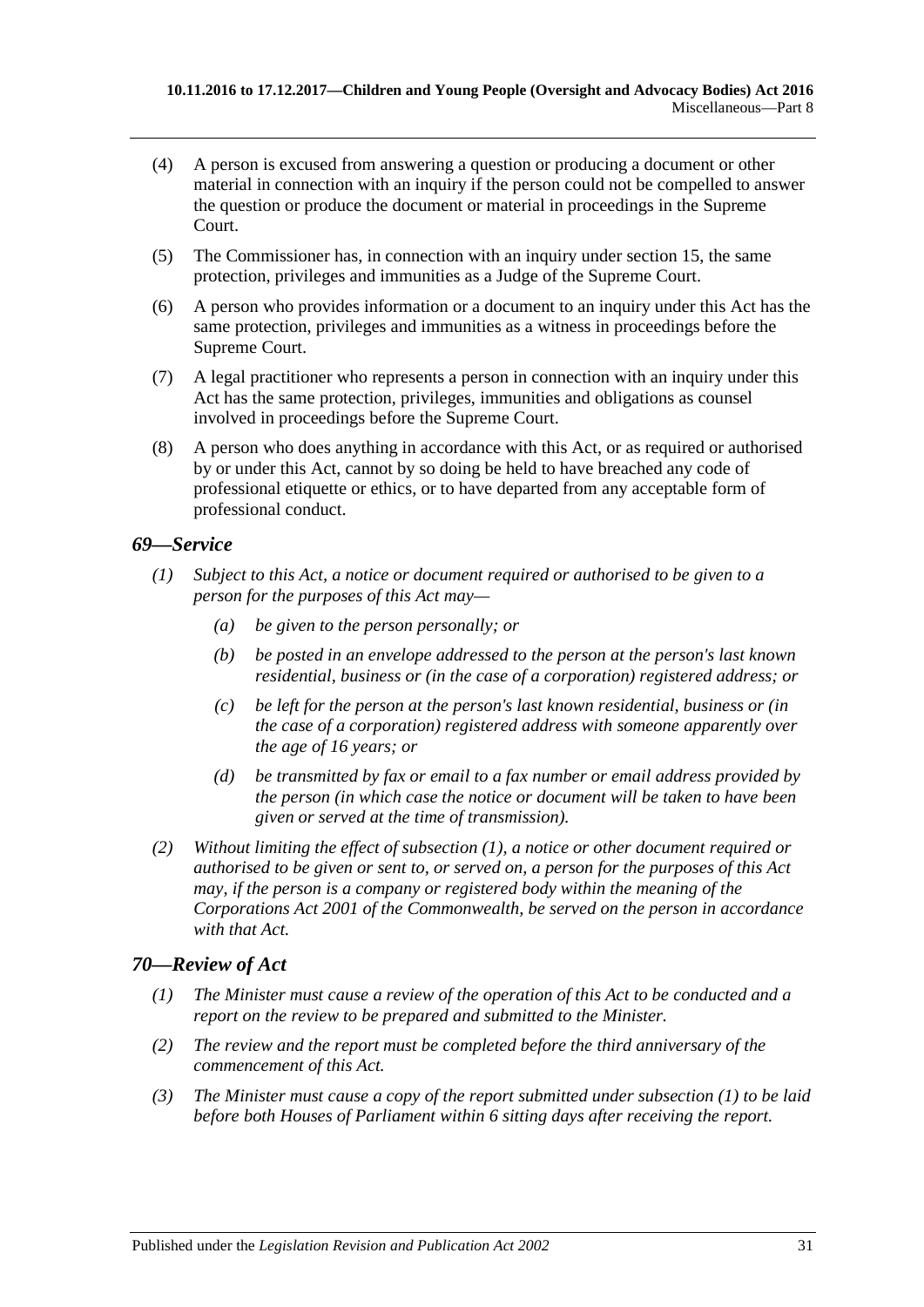(4) A person is excused from answering a question or producing a document or other material in connection with an inquiry if the person could not be compelled to answer the question or produce the document or material in proceedings in the Supreme Court.

(5) The Commissioner has, in connection with an inquiry under section 15, the same protection, privileges and immunities as a Judge of the Supreme Court.

(6) A person who provides information or a document to an inquiry under this Act has the same protection, privileges and immunities as a witness in proceedings before the Supreme Court.

(7) A legal practitioner who represents a person in connection with an inquiry under this Act has the same protection, privileges, immunities and obligations as counsel involved in proceedings before the Supreme Court.

(8) A person who does anything in accordance with this Act, or as required or authorised by or under this Act, cannot by so doing be held to have breached any code of professional etiquette or ethics, or to have departed from any acceptable form of professional conduct.

### *69—Service*

*(1) Subject to this Act, a notice or document required or authorised to be given to a person for the purposes of this Act may—*

*(a) be given to the person personally; or*

*(b) be posted in an envelope addressed to the person at the person's last known residential, business or (in the case of a corporation) registered address; or*

*(c) be left for the person at the person's last known residential, business or (in the case of a corporation) registered address with someone apparently over the age of 16 years; or*

*(d) be transmitted by fax or email to a fax number or email address provided by the person (in which case the notice or document will be taken to have been given or served at the time of transmission).*

*(2) Without limiting the effect of subsection (1), a notice or other document required or authorised to be given or sent to, or served on, a person for the purposes of this Act may, if the person is a company or registered body within the meaning of the Corporations Act 2001 of the Commonwealth, be served on the person in accordance with that Act.*

### *70—Review of Act*

*(1) The Minister must cause a review of the operation of this Act to be conducted and a report on the review to be prepared and submitted to the Minister.*

*(2) The review and the report must be completed before the third anniversary of the commencement of this Act.*

*(3) The Minister must cause a copy of the report submitted under subsection (1) to be laid before both Houses of Parliament within 6 sitting days after receiving the report.*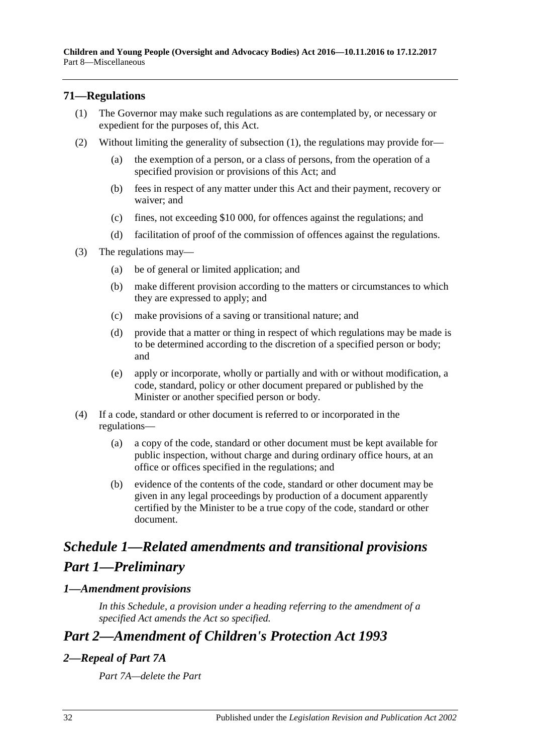## 71—Regulations

(1) The Governor may make such regulations as are contemplated by, or necessary or expedient for the purposes of, this Act.

(2) Without limiting the generality of subsection (1), the regulations may provide for—

(a) the exemption of a person, or a class of persons, from the operation of a specified provision or provisions of this Act; and

(b) fees in respect of any matter under this Act and their payment, recovery or waiver; and

(c) fines, not exceeding $10 000, for offences against the regulations; and

(d) facilitation of proof of the commission of offences against the regulations.

(3) The regulations may—

(a) be of general or limited application; and

(b) make different provision according to the matters or circumstances to which they are expressed to apply; and

(c) make provisions of a saving or transitional nature; and

(d) provide that a matter or thing in respect of which regulations may be made is to be determined according to the discretion of a specified person or body; and

(e) apply or incorporate, wholly or partially and with or without modification, a code, standard, policy or other document prepared or published by the Minister or another specified person or body.

(4) If a code, standard or other document is referred to or incorporated in the regulations—

(a) a copy of the code, standard or other document must be kept available for public inspection, without charge and during ordinary office hours, at an office or offices specified in the regulations; and

(b) evidence of the contents of the code, standard or other document may be given in any legal proceedings by production of a document apparently certified by the Minister to be a true copy of the code, standard or other document.

# *Schedule 1—Related amendments and transitional provisions*

# *Part 1—Preliminary*

### *1—Amendment provisions*

*In this Schedule, a provision under a heading referring to the amendment of a specified Act amends the Act so specified.*

# *Part 2—Amendment of Children's Protection Act 1993*

### *2—Repeal of Part 7A*

*Part 7A—delete the Part*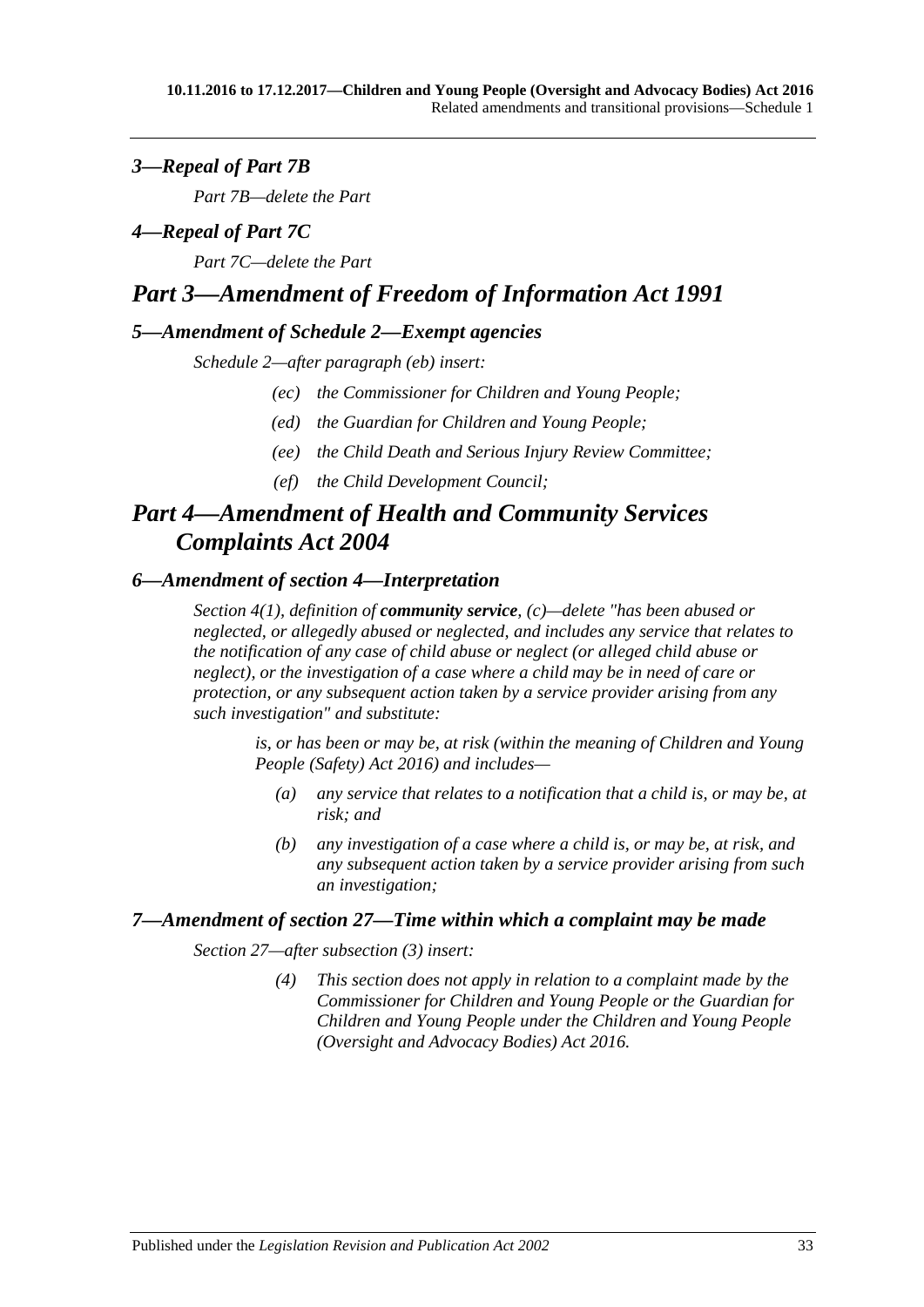### *3—Repeal of Part 7B*

*Part 7B—delete the Part*

### *4—Repeal of Part 7C*

*Part 7C—delete the Part*

## *Part 3—Amendment of Freedom of Information Act 1991*

### *5—Amendment of Schedule 2—Exempt agencies*

*Schedule 2—after paragraph (eb) insert:*

> *(ec) the Commissioner for Children and Young People;*
>
> *(ed) the Guardian for Children and Young People;*
>
> *(ee) the Child Death and Serious Injury Review Committee;*
>
> *(ef) the Child Development Council;*

## *Part 4—Amendment of Health and Community Services Complaints Act 2004*

### *6—Amendment of section 4—Interpretation*

*Section 4(1), definition of **community service**, (c)—delete "has been abused or neglected, or allegedly abused or neglected, and includes any service that relates to the notification of any case of child abuse or neglect (or alleged child abuse or neglect), or the investigation of a case where a child may be in need of care or protection, or any subsequent action taken by a service provider arising from any such investigation" and substitute:*

> *is, or has been or may be, at risk (within the meaning of Children and Young People (Safety) Act 2016) and includes—*
>
> > *(a) any service that relates to a notification that a child is, or may be, at risk; and*
> >
> > *(b) any investigation of a case where a child is, or may be, at risk, and any subsequent action taken by a service provider arising from such an investigation;*

### *7—Amendment of section 27—Time within which a complaint may be made*

*Section 27—after subsection (3) insert:*

> *(4) This section does not apply in relation to a complaint made by the Commissioner for Children and Young People or the Guardian for Children and Young People under the Children and Young People (Oversight and Advocacy Bodies) Act 2016.*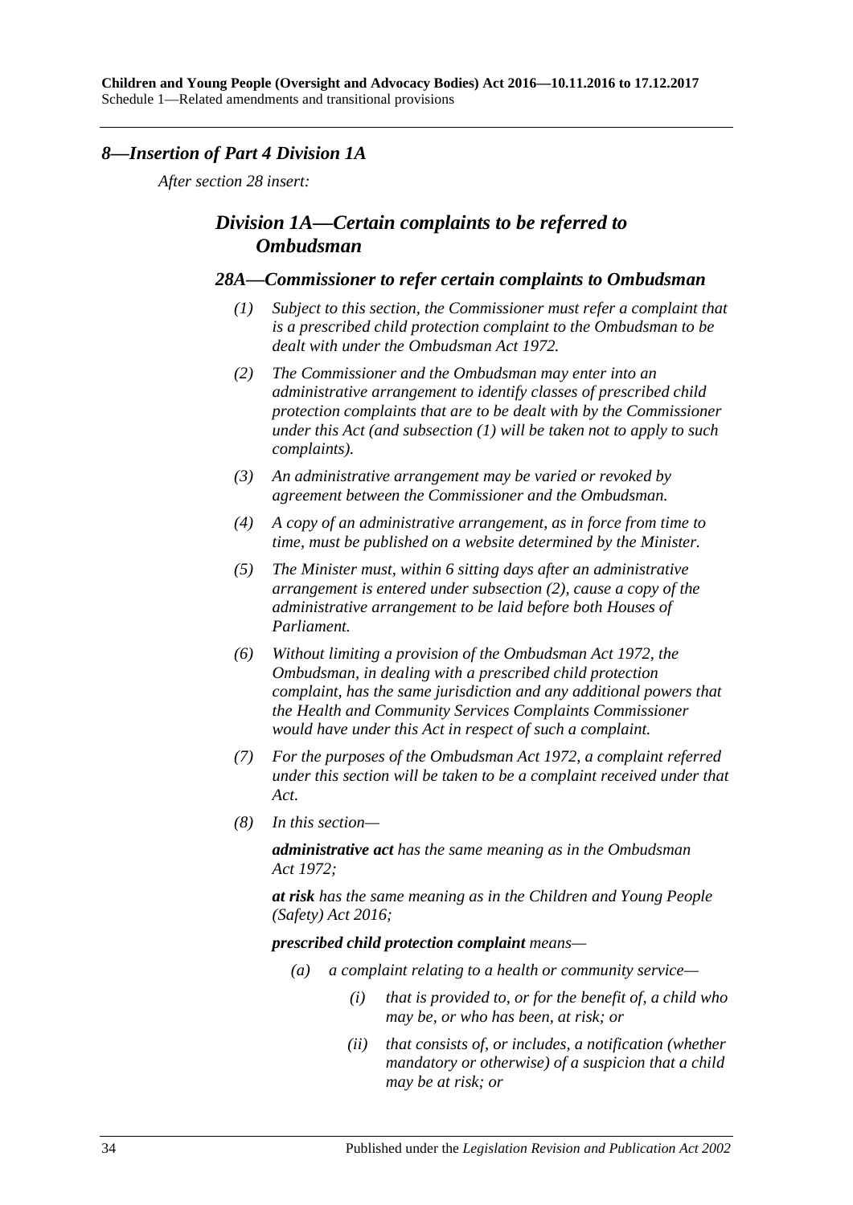## *8—Insertion of Part 4 Division 1A*

*After section 28 insert:*

### *Division 1A—Certain complaints to be referred to Ombudsman*

#### *28A—Commissioner to refer certain complaints to Ombudsman*

*(1) Subject to this section, the Commissioner must refer a complaint that is a prescribed child protection complaint to the Ombudsman to be dealt with under the Ombudsman Act 1972.*

*(2) The Commissioner and the Ombudsman may enter into an administrative arrangement to identify classes of prescribed child protection complaints that are to be dealt with by the Commissioner under this Act (and subsection (1) will be taken not to apply to such complaints).*

*(3) An administrative arrangement may be varied or revoked by agreement between the Commissioner and the Ombudsman.*

*(4) A copy of an administrative arrangement, as in force from time to time, must be published on a website determined by the Minister.*

*(5) The Minister must, within 6 sitting days after an administrative arrangement is entered under subsection (2), cause a copy of the administrative arrangement to be laid before both Houses of Parliament.*

*(6) Without limiting a provision of the Ombudsman Act 1972, the Ombudsman, in dealing with a prescribed child protection complaint, has the same jurisdiction and any additional powers that the Health and Community Services Complaints Commissioner would have under this Act in respect of such a complaint.*

*(7) For the purposes of the Ombudsman Act 1972, a complaint referred under this section will be taken to be a complaint received under that Act.*

*(8) In this section—*

***administrative act** has the same meaning as in the Ombudsman Act 1972;*

***at risk** has the same meaning as in the Children and Young People (Safety) Act 2016;*

***prescribed child protection complaint** means—*

*(a) a complaint relating to a health or community service—*

*(i) that is provided to, or for the benefit of, a child who may be, or who has been, at risk; or*

*(ii) that consists of, or includes, a notification (whether mandatory or otherwise) of a suspicion that a child may be at risk; or*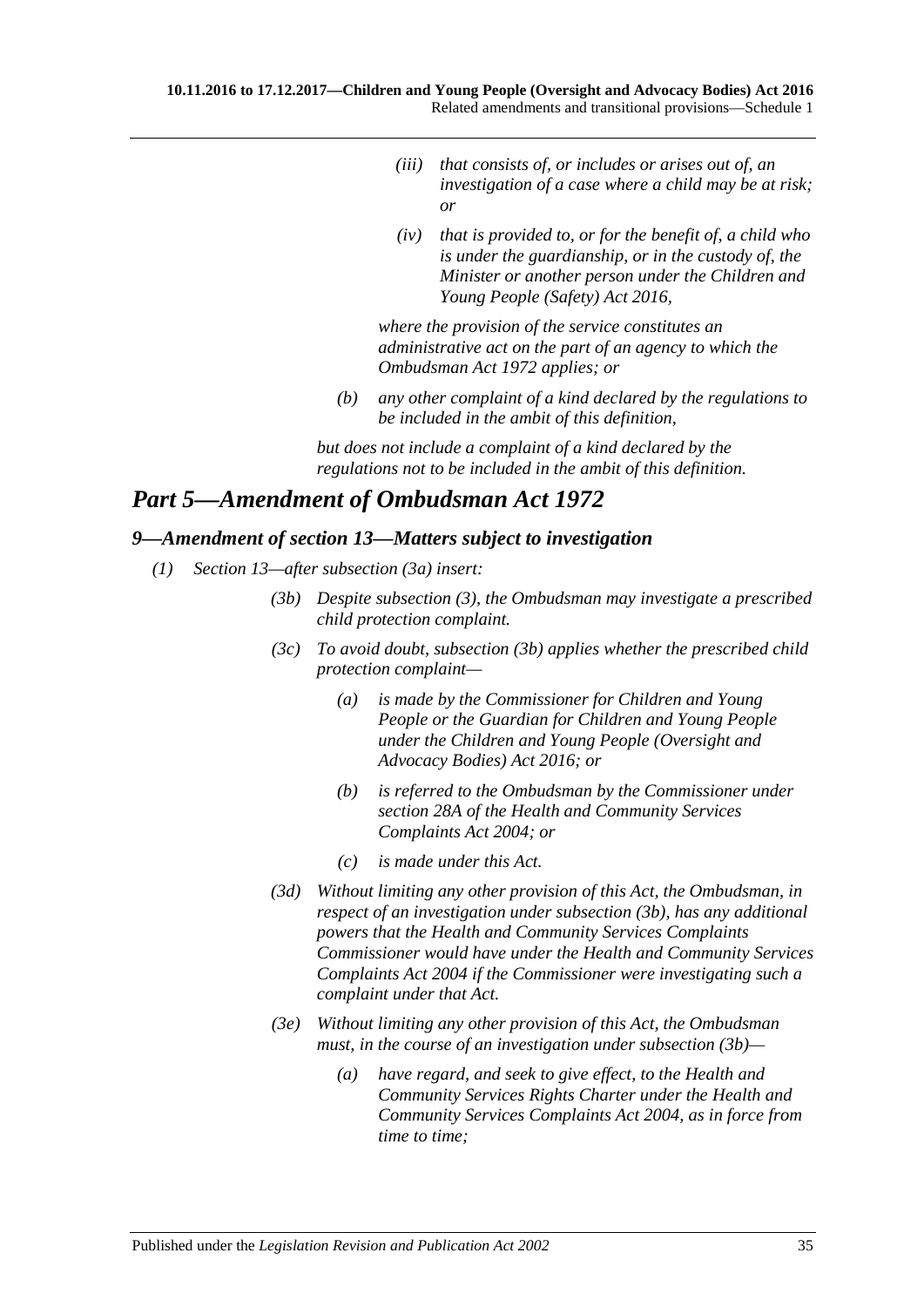*(iii) that consists of, or includes or arises out of, an investigation of a case where a child may be at risk; or*

*(iv) that is provided to, or for the benefit of, a child who is under the guardianship, or in the custody of, the Minister or another person under the Children and Young People (Safety) Act 2016,*

*where the provision of the service constitutes an administrative act on the part of an agency to which the Ombudsman Act 1972 applies; or*

*(b) any other complaint of a kind declared by the regulations to be included in the ambit of this definition,*

*but does not include a complaint of a kind declared by the regulations not to be included in the ambit of this definition.*

## *Part 5—Amendment of Ombudsman Act 1972*

### *9—Amendment of section 13—Matters subject to investigation*

*(1) Section 13—after subsection (3a) insert:*

*(3b) Despite subsection (3), the Ombudsman may investigate a prescribed child protection complaint.*

*(3c) To avoid doubt, subsection (3b) applies whether the prescribed child protection complaint—*

*(a) is made by the Commissioner for Children and Young People or the Guardian for Children and Young People under the Children and Young People (Oversight and Advocacy Bodies) Act 2016; or*

*(b) is referred to the Ombudsman by the Commissioner under section 28A of the Health and Community Services Complaints Act 2004; or*

*(c) is made under this Act.*

*(3d) Without limiting any other provision of this Act, the Ombudsman, in respect of an investigation under subsection (3b), has any additional powers that the Health and Community Services Complaints Commissioner would have under the Health and Community Services Complaints Act 2004 if the Commissioner were investigating such a complaint under that Act.*

*(3e) Without limiting any other provision of this Act, the Ombudsman must, in the course of an investigation under subsection (3b)—*

*(a) have regard, and seek to give effect, to the Health and Community Services Rights Charter under the Health and Community Services Complaints Act 2004, as in force from time to time;*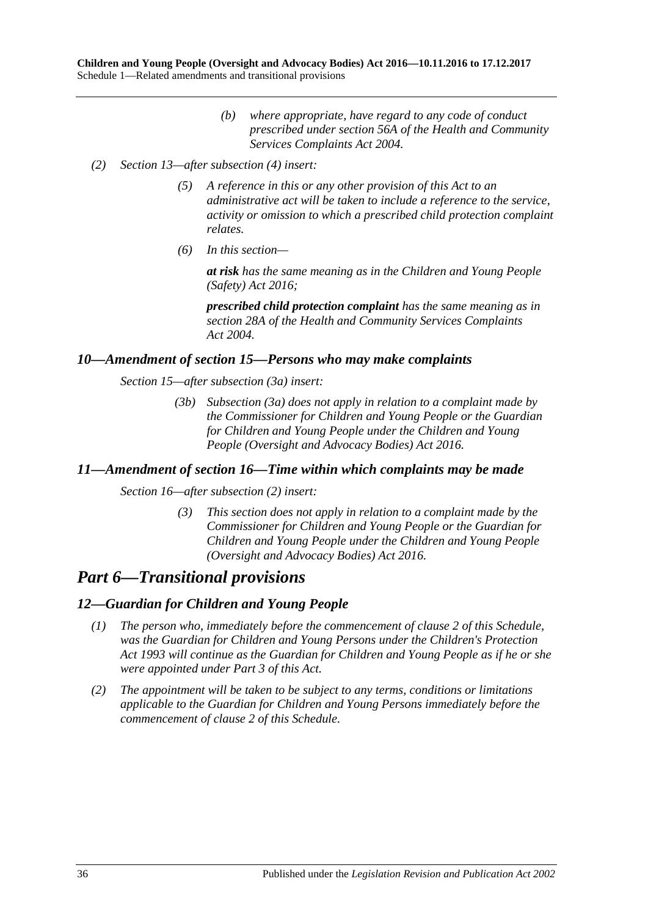*(b) where appropriate, have regard to any code of conduct prescribed under section 56A of the Health and Community Services Complaints Act 2004.*

*(2) Section 13—after subsection (4) insert:*

*(5) A reference in this or any other provision of this Act to an administrative act will be taken to include a reference to the service, activity or omission to which a prescribed child protection complaint relates.*

*(6) In this section—*

***at risk** has the same meaning as in the Children and Young People (Safety) Act 2016;*

***prescribed child protection complaint** has the same meaning as in section 28A of the Health and Community Services Complaints Act 2004.*

### *10—Amendment of section 15—Persons who may make complaints*

*Section 15—after subsection (3a) insert:*

*(3b) Subsection (3a) does not apply in relation to a complaint made by the Commissioner for Children and Young People or the Guardian for Children and Young People under the Children and Young People (Oversight and Advocacy Bodies) Act 2016.*

### *11—Amendment of section 16—Time within which complaints may be made*

*Section 16—after subsection (2) insert:*

*(3) This section does not apply in relation to a complaint made by the Commissioner for Children and Young People or the Guardian for Children and Young People under the Children and Young People (Oversight and Advocacy Bodies) Act 2016.*

## *Part 6—Transitional provisions*

### *12—Guardian for Children and Young People*

*(1) The person who, immediately before the commencement of clause 2 of this Schedule, was the Guardian for Children and Young Persons under the Children's Protection Act 1993 will continue as the Guardian for Children and Young People as if he or she were appointed under Part 3 of this Act.*

*(2) The appointment will be taken to be subject to any terms, conditions or limitations applicable to the Guardian for Children and Young Persons immediately before the commencement of clause 2 of this Schedule.*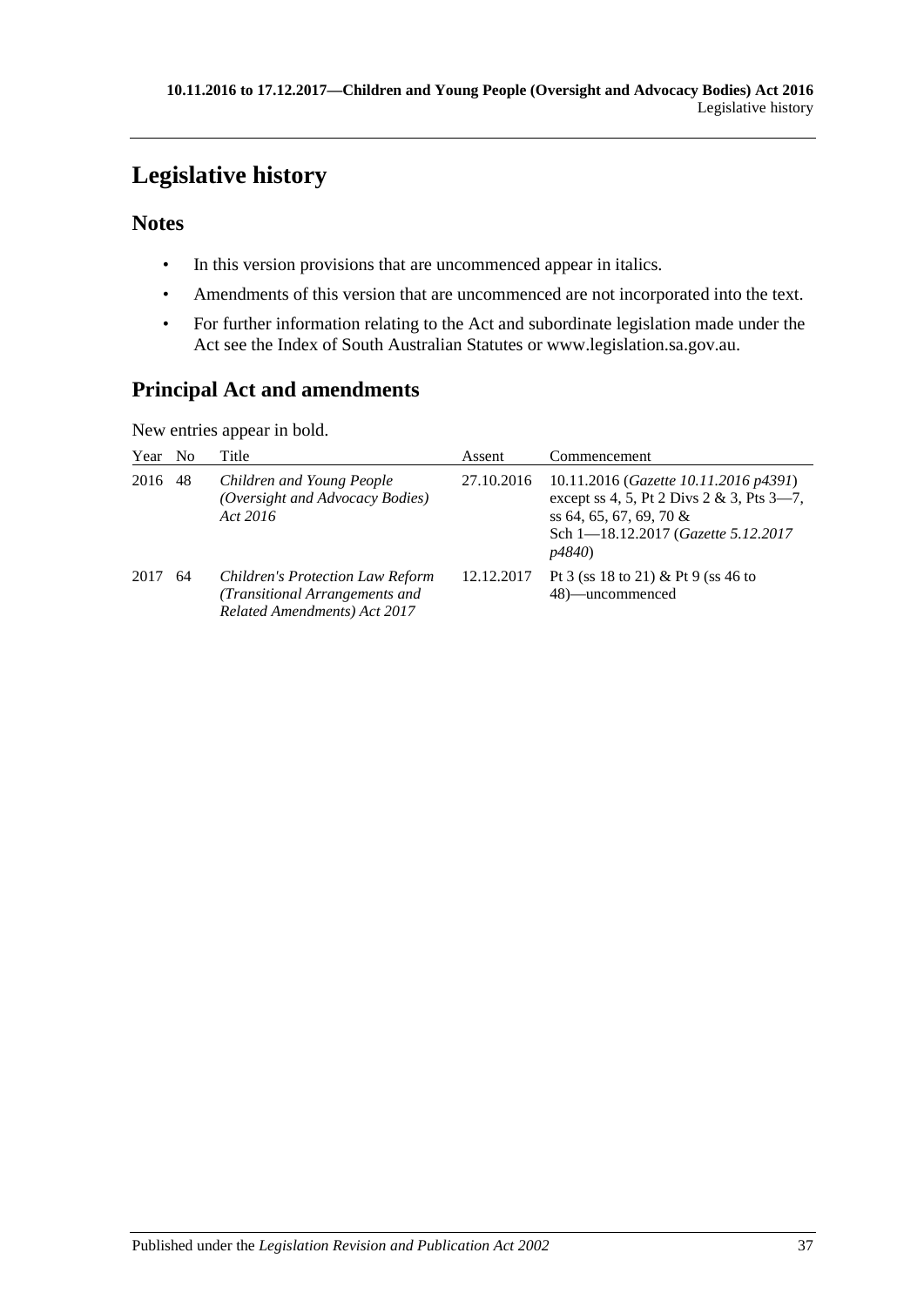# Legislative history

## Notes

- In this version provisions that are uncommenced appear in italics.
- Amendments of this version that are uncommenced are not incorporated into the text.
- For further information relating to the Act and subordinate legislation made under the Act see the Index of South Australian Statutes or www.legislation.sa.gov.au.

## Principal Act and amendments

New entries appear in bold.

| Year | No | Title | Assent | Commencement |
|---|---|---|---|---|
| 2016 | 48 | *Children and Young People (Oversight and Advocacy Bodies) Act 2016* | 27.10.2016 | 10.11.2016 (*Gazette 10.11.2016 p4391*) except ss 4, 5, Pt 2 Divs 2 & 3, Pts 3—7, ss 64, 65, 67, 69, 70 & Sch 1—18.12.2017 (*Gazette 5.12.2017 p4840*) |
| 2017 | 64 | *Children's Protection Law Reform (Transitional Arrangements and Related Amendments) Act 2017* | 12.12.2017 | Pt 3 (ss 18 to 21) & Pt 9 (ss 46 to 48)—uncommenced |